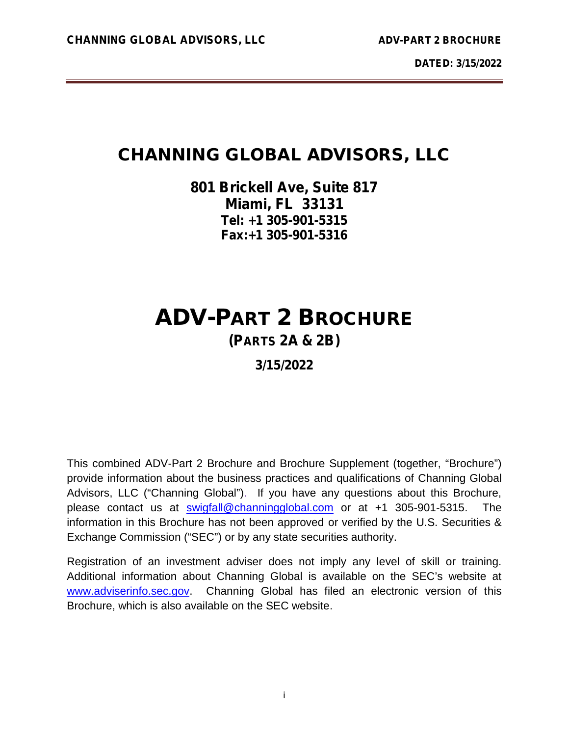# CHANNING GLOBAL ADVISORS, LLC

**801 Brickell Ave, Suite 817**
**Miami, FL 33131**
**Tel: +1 305-901-5315**
**Fax:+1 305-901-5316**

# ADV-PART 2 BROCHURE

**(PARTS 2A & 2B)**

**3/15/2022**

This combined ADV-Part 2 Brochure and Brochure Supplement (together, "Brochure") provide information about the business practices and qualifications of Channing Global Advisors, LLC ("Channing Global"). If you have any questions about this Brochure, please contact us at swigfall@channingglobal.com or at +1 305-901-5315. The information in this Brochure has not been approved or verified by the U.S. Securities & Exchange Commission ("SEC") or by any state securities authority.

Registration of an investment adviser does not imply any level of skill or training. Additional information about Channing Global is available on the SEC's website at www.adviserinfo.sec.gov. Channing Global has filed an electronic version of this Brochure, which is also available on the SEC website.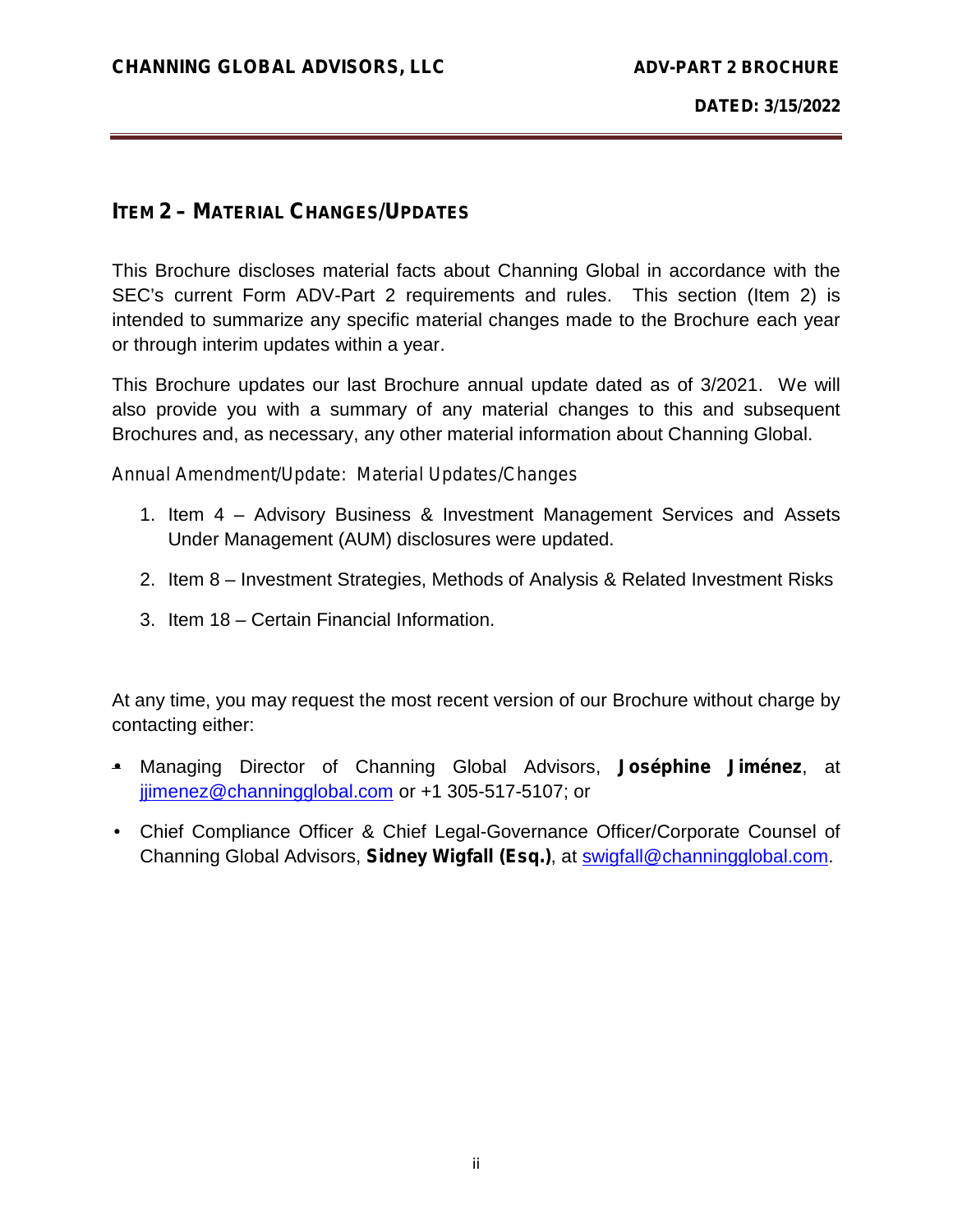## ITEM 2 – MATERIAL CHANGES/UPDATES

This Brochure discloses material facts about Channing Global in accordance with the SEC's current Form ADV-Part 2 requirements and rules. This section (Item 2) is intended to summarize any specific material changes made to the Brochure each year or through interim updates within a year.

This Brochure updates our last Brochure annual update dated as of 3/2021. We will also provide you with a summary of any material changes to this and subsequent Brochures and, as necessary, any other material information about Channing Global.

*Annual Amendment/Update: Material Updates/Changes*

1. Item 4 – Advisory Business & Investment Management Services and Assets Under Management (AUM) disclosures were updated.
2. Item 8 – Investment Strategies, Methods of Analysis & Related Investment Risks
3. Item 18 – Certain Financial Information.

At any time, you may request the most recent version of our Brochure without charge by contacting either:

- Managing Director of Channing Global Advisors, **Joséphine Jiménez**, at jjimenez@channingglobal.com or +1 305-517-5107; or
- Chief Compliance Officer & Chief Legal-Governance Officer/Corporate Counsel of Channing Global Advisors, **Sidney Wigfall (Esq.)**, at swigfall@channingglobal.com.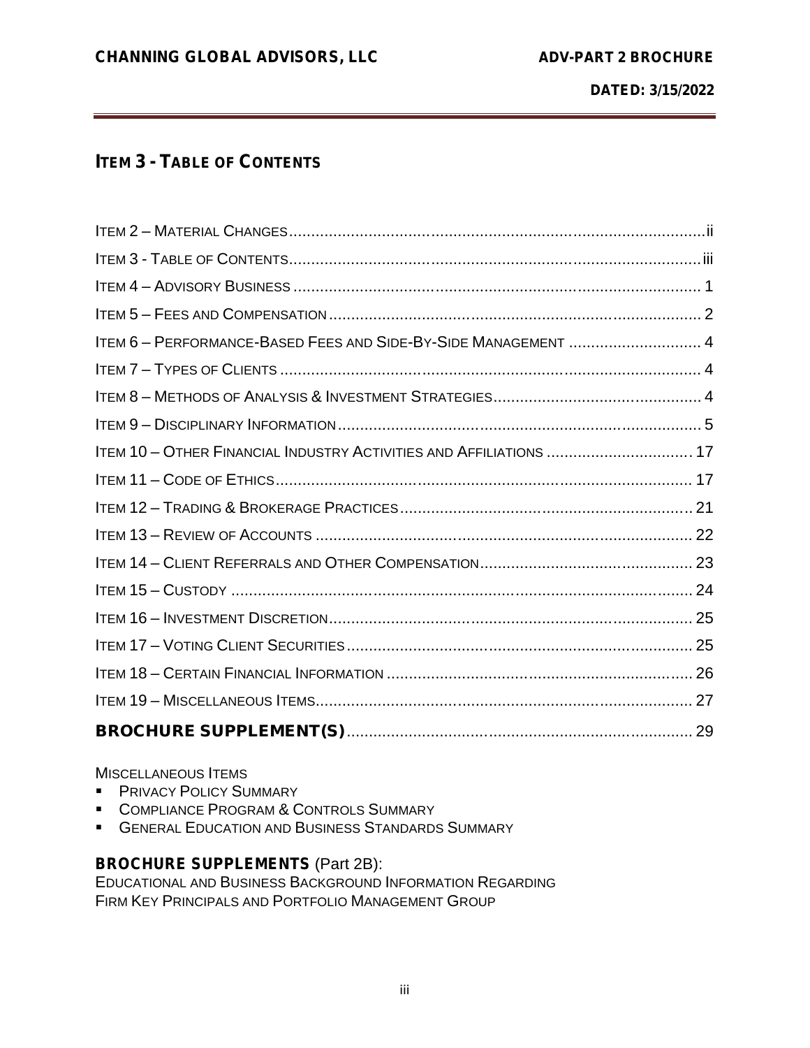## ITEM 3 - TABLE OF CONTENTS

ITEM 2 – MATERIAL CHANGES .......... ii
ITEM 3 - TABLE OF CONTENTS .......... iii
ITEM 4 – ADVISORY BUSINESS .......... 1
ITEM 5 – FEES AND COMPENSATION .......... 2
ITEM 6 – PERFORMANCE-BASED FEES AND SIDE-BY-SIDE MANAGEMENT .......... 4
ITEM 7 – TYPES OF CLIENTS .......... 4
ITEM 8 – METHODS OF ANALYSIS & INVESTMENT STRATEGIES .......... 4
ITEM 9 – DISCIPLINARY INFORMATION .......... 5
ITEM 10 – OTHER FINANCIAL INDUSTRY ACTIVITIES AND AFFILIATIONS .......... 17
ITEM 11 – CODE OF ETHICS .......... 17
ITEM 12 – TRADING & BROKERAGE PRACTICES .......... 21
ITEM 13 – REVIEW OF ACCOUNTS .......... 22
ITEM 14 – CLIENT REFERRALS AND OTHER COMPENSATION .......... 23
ITEM 15 – CUSTODY .......... 24
ITEM 16 – INVESTMENT DISCRETION .......... 25
ITEM 17 – VOTING CLIENT SECURITIES .......... 25
ITEM 18 – CERTAIN FINANCIAL INFORMATION .......... 26
ITEM 19 – MISCELLANEOUS ITEMS .......... 27
**BROCHURE SUPPLEMENT(S)** .......... 29

MISCELLANEOUS ITEMS

- PRIVACY POLICY SUMMARY
- COMPLIANCE PROGRAM & CONTROLS SUMMARY
- GENERAL EDUCATION AND BUSINESS STANDARDS SUMMARY

**BROCHURE SUPPLEMENTS** (Part 2B):
EDUCATIONAL AND BUSINESS BACKGROUND INFORMATION REGARDING FIRM KEY PRINCIPALS AND PORTFOLIO MANAGEMENT GROUP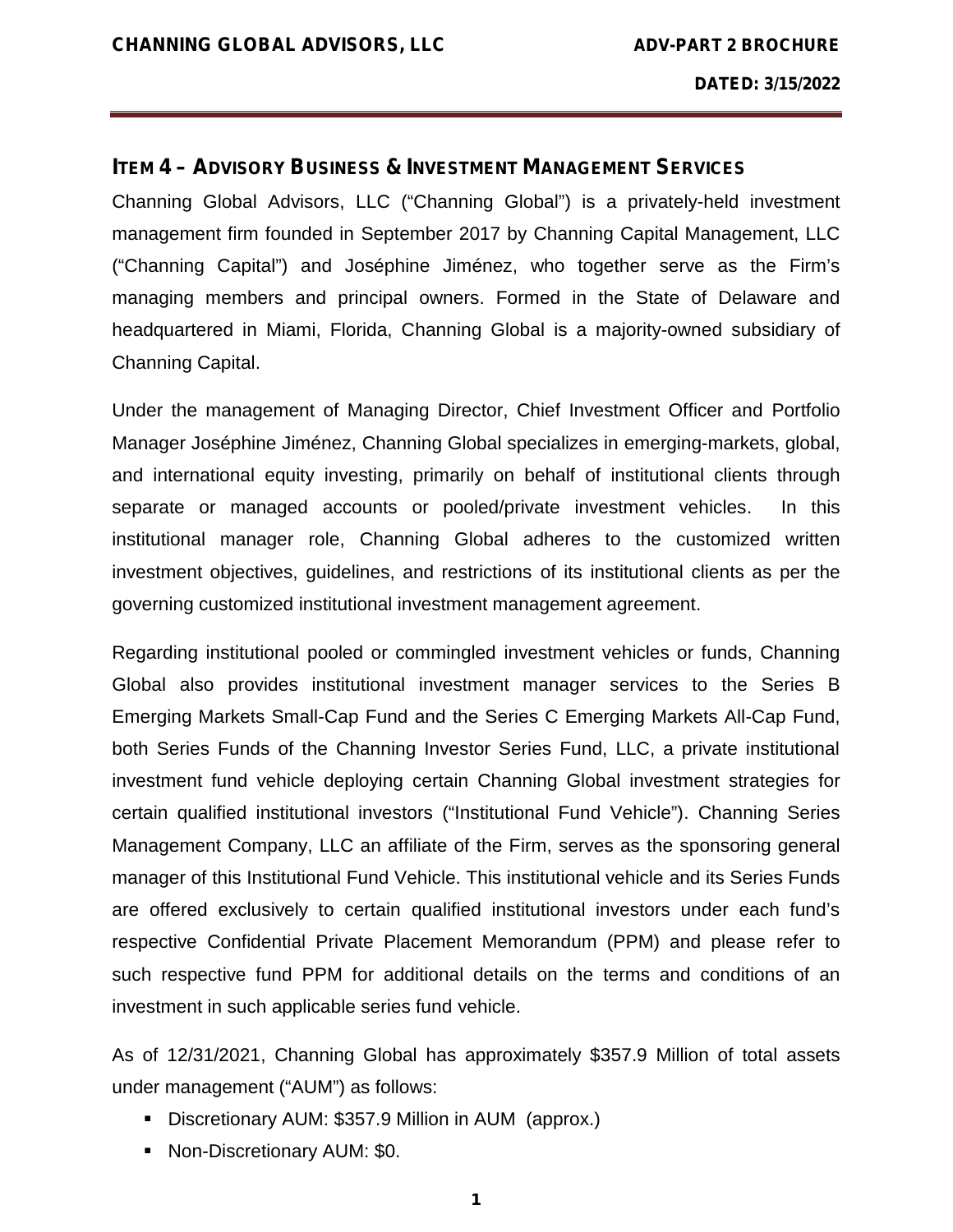## ITEM 4 – ADVISORY BUSINESS & INVESTMENT MANAGEMENT SERVICES

Channing Global Advisors, LLC ("Channing Global") is a privately-held investment management firm founded in September 2017 by Channing Capital Management, LLC ("Channing Capital") and Joséphine Jiménez, who together serve as the Firm's managing members and principal owners. Formed in the State of Delaware and headquartered in Miami, Florida, Channing Global is a majority-owned subsidiary of Channing Capital.

Under the management of Managing Director, Chief Investment Officer and Portfolio Manager Joséphine Jiménez, Channing Global specializes in emerging-markets, global, and international equity investing, primarily on behalf of institutional clients through separate or managed accounts or pooled/private investment vehicles. In this institutional manager role, Channing Global adheres to the customized written investment objectives, guidelines, and restrictions of its institutional clients as per the governing customized institutional investment management agreement.

Regarding institutional pooled or commingled investment vehicles or funds, Channing Global also provides institutional investment manager services to the Series B Emerging Markets Small-Cap Fund and the Series C Emerging Markets All-Cap Fund, both Series Funds of the Channing Investor Series Fund, LLC, a private institutional investment fund vehicle deploying certain Channing Global investment strategies for certain qualified institutional investors ("Institutional Fund Vehicle"). Channing Series Management Company, LLC an affiliate of the Firm, serves as the sponsoring general manager of this Institutional Fund Vehicle. This institutional vehicle and its Series Funds are offered exclusively to certain qualified institutional investors under each fund's respective Confidential Private Placement Memorandum (PPM) and please refer to such respective fund PPM for additional details on the terms and conditions of an investment in such applicable series fund vehicle.

As of 12/31/2021, Channing Global has approximately $357.9 Million of total assets under management ("AUM") as follows:

- Discretionary AUM: $357.9 Million in AUM (approx.)
- Non-Discretionary AUM: $0.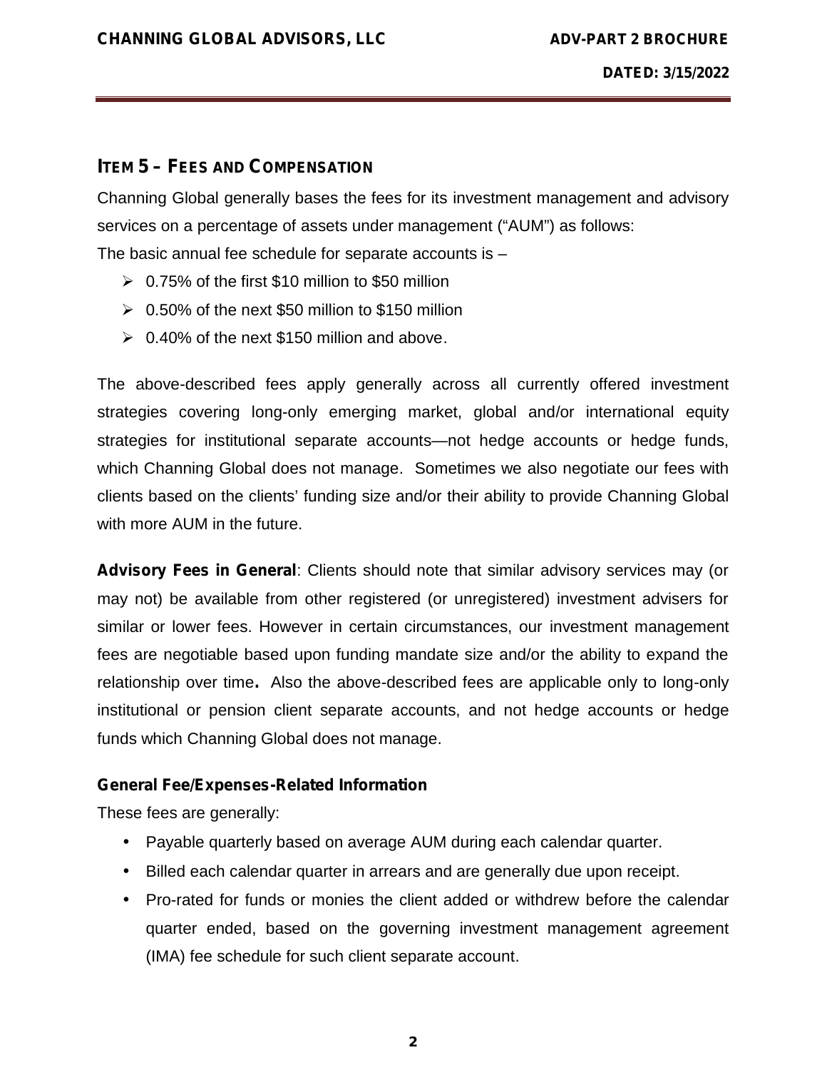## ITEM 5 – FEES AND COMPENSATION

Channing Global generally bases the fees for its investment management and advisory services on a percentage of assets under management ("AUM") as follows:
The basic annual fee schedule for separate accounts is –

- 0.75% of the first $10 million to $50 million
- 0.50% of the next $50 million to $150 million
- 0.40% of the next $150 million and above.

The above-described fees apply generally across all currently offered investment strategies covering long-only emerging market, global and/or international equity strategies for institutional separate accounts—not hedge accounts or hedge funds, which Channing Global does not manage. Sometimes we also negotiate our fees with clients based on the clients' funding size and/or their ability to provide Channing Global with more AUM in the future.

**Advisory Fees in General**: Clients should note that similar advisory services may (or may not) be available from other registered (or unregistered) investment advisers for similar or lower fees. However in certain circumstances, our investment management fees are negotiable based upon funding mandate size and/or the ability to expand the relationship over time**.** Also the above-described fees are applicable only to long-only institutional or pension client separate accounts, and not hedge accounts or hedge funds which Channing Global does not manage.

**General Fee/Expenses-Related Information**

These fees are generally:

- Payable quarterly based on average AUM during each calendar quarter.
- Billed each calendar quarter in arrears and are generally due upon receipt.
- Pro-rated for funds or monies the client added or withdrew before the calendar quarter ended, based on the governing investment management agreement (IMA) fee schedule for such client separate account.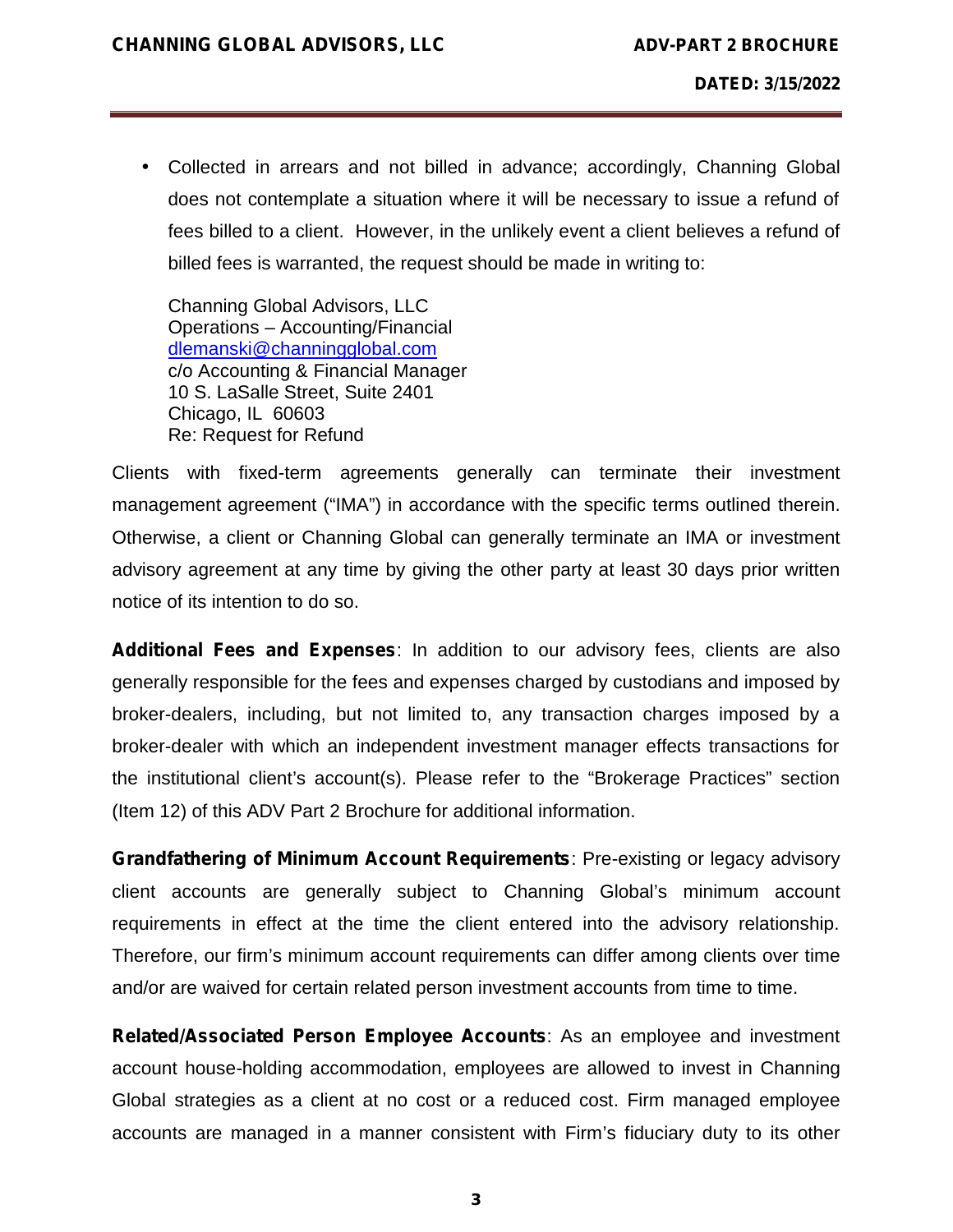- Collected in arrears and not billed in advance; accordingly, Channing Global does not contemplate a situation where it will be necessary to issue a refund of fees billed to a client. However, in the unlikely event a client believes a refund of billed fees is warranted, the request should be made in writing to:

  Channing Global Advisors, LLC
  Operations – Accounting/Financial
  dlemanski@channingglobal.com
  c/o Accounting & Financial Manager
  10 S. LaSalle Street, Suite 2401
  Chicago, IL 60603
  Re: Request for Refund

Clients with fixed-term agreements generally can terminate their investment management agreement ("IMA") in accordance with the specific terms outlined therein. Otherwise, a client or Channing Global can generally terminate an IMA or investment advisory agreement at any time by giving the other party at least 30 days prior written notice of its intention to do so.

**Additional Fees and Expenses**: In addition to our advisory fees, clients are also generally responsible for the fees and expenses charged by custodians and imposed by broker-dealers, including, but not limited to, any transaction charges imposed by a broker-dealer with which an independent investment manager effects transactions for the institutional client's account(s). Please refer to the "Brokerage Practices" section (Item 12) of this ADV Part 2 Brochure for additional information.

**Grandfathering of Minimum Account Requirements**: Pre-existing or legacy advisory client accounts are generally subject to Channing Global's minimum account requirements in effect at the time the client entered into the advisory relationship. Therefore, our firm's minimum account requirements can differ among clients over time and/or are waived for certain related person investment accounts from time to time.

**Related/Associated Person Employee Accounts**: As an employee and investment account house-holding accommodation, employees are allowed to invest in Channing Global strategies as a client at no cost or a reduced cost. Firm managed employee accounts are managed in a manner consistent with Firm's fiduciary duty to its other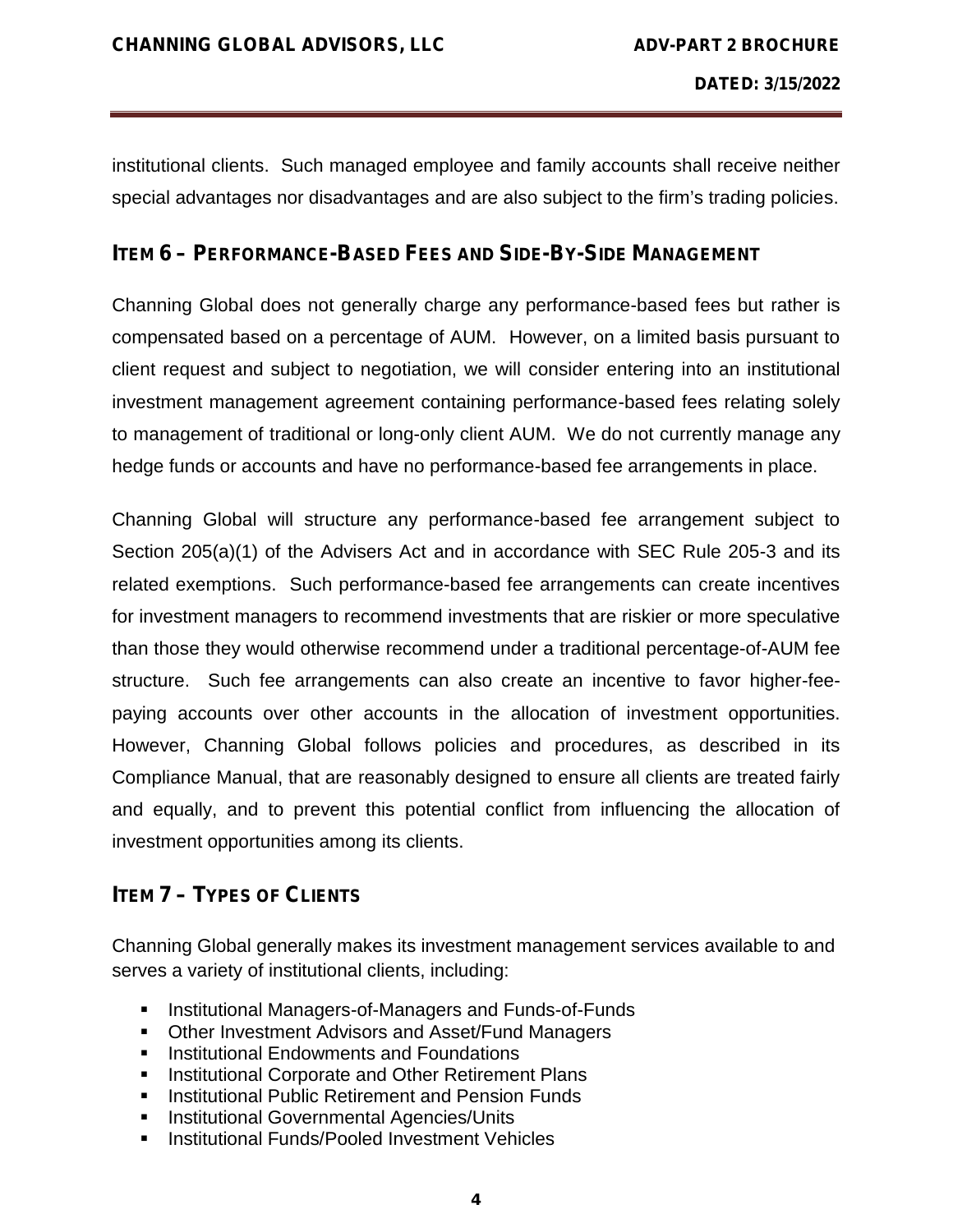institutional clients. Such managed employee and family accounts shall receive neither special advantages nor disadvantages and are also subject to the firm's trading policies.

## ITEM 6 – PERFORMANCE-BASED FEES AND SIDE-BY-SIDE MANAGEMENT

Channing Global does not generally charge any performance-based fees but rather is compensated based on a percentage of AUM. However, on a limited basis pursuant to client request and subject to negotiation, we will consider entering into an institutional investment management agreement containing performance-based fees relating solely to management of traditional or long-only client AUM. We do not currently manage any hedge funds or accounts and have no performance-based fee arrangements in place.

Channing Global will structure any performance-based fee arrangement subject to Section 205(a)(1) of the Advisers Act and in accordance with SEC Rule 205-3 and its related exemptions. Such performance-based fee arrangements can create incentives for investment managers to recommend investments that are riskier or more speculative than those they would otherwise recommend under a traditional percentage-of-AUM fee structure. Such fee arrangements can also create an incentive to favor higher-fee-paying accounts over other accounts in the allocation of investment opportunities. However, Channing Global follows policies and procedures, as described in its Compliance Manual, that are reasonably designed to ensure all clients are treated fairly and equally, and to prevent this potential conflict from influencing the allocation of investment opportunities among its clients.

## ITEM 7 – TYPES OF CLIENTS

Channing Global generally makes its investment management services available to and serves a variety of institutional clients, including:

- Institutional Managers-of-Managers and Funds-of-Funds
- Other Investment Advisors and Asset/Fund Managers
- Institutional Endowments and Foundations
- Institutional Corporate and Other Retirement Plans
- Institutional Public Retirement and Pension Funds
- Institutional Governmental Agencies/Units
- Institutional Funds/Pooled Investment Vehicles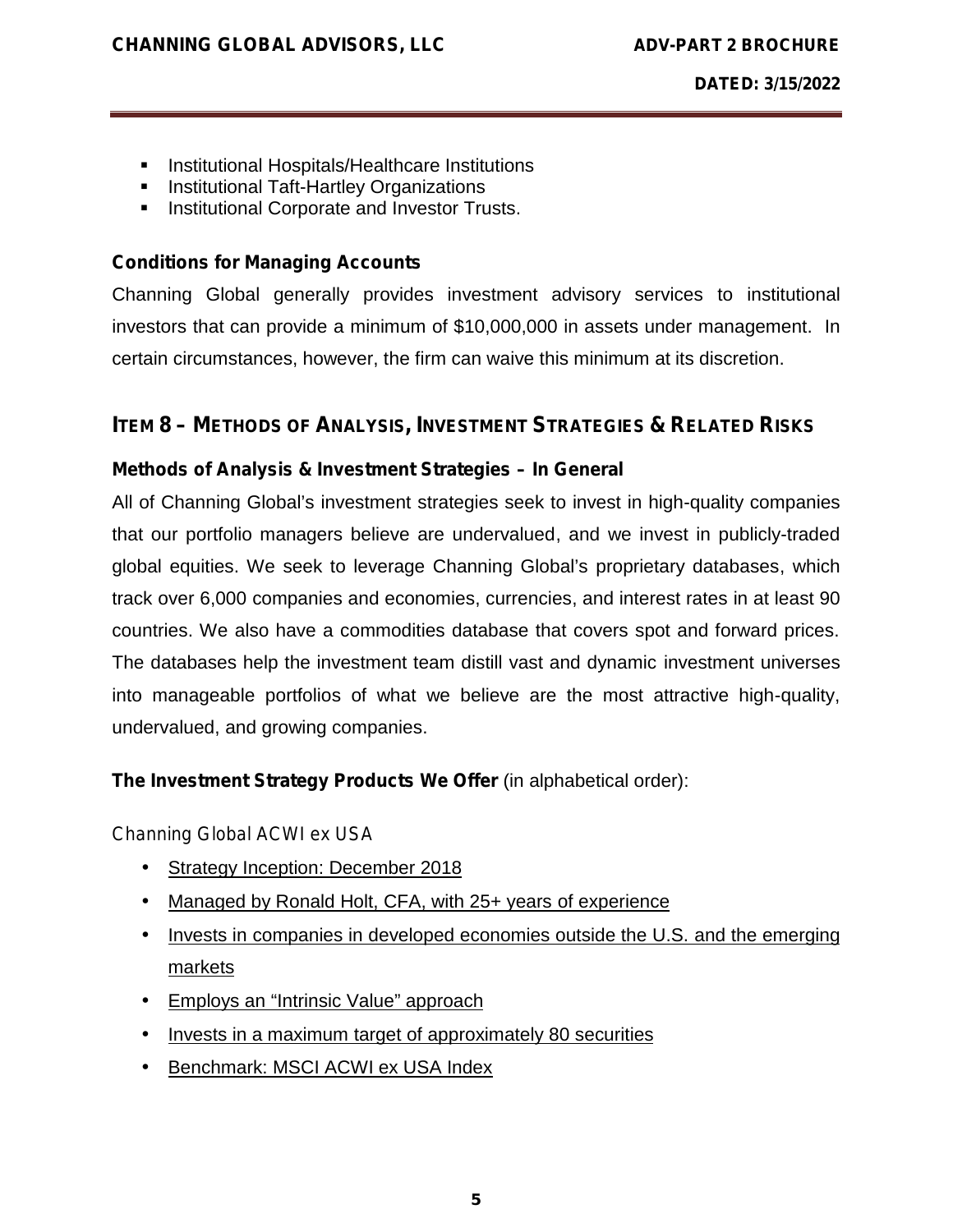- Institutional Hospitals/Healthcare Institutions
- Institutional Taft-Hartley Organizations
- Institutional Corporate and Investor Trusts.

**Conditions for Managing Accounts**

Channing Global generally provides investment advisory services to institutional investors that can provide a minimum of $10,000,000 in assets under management. In certain circumstances, however, the firm can waive this minimum at its discretion.

## ITEM 8 – METHODS OF ANALYSIS, INVESTMENT STRATEGIES & RELATED RISKS

**Methods of Analysis & Investment Strategies – In General**

All of Channing Global's investment strategies seek to invest in high-quality companies that our portfolio managers believe are undervalued, and we invest in publicly-traded global equities. We seek to leverage Channing Global's proprietary databases, which track over 6,000 companies and economies, currencies, and interest rates in at least 90 countries. We also have a commodities database that covers spot and forward prices. The databases help the investment team distill vast and dynamic investment universes into manageable portfolios of what we believe are the most attractive high-quality, undervalued, and growing companies.

**The Investment Strategy Products We Offer** (in alphabetical order):

Channing Global ACWI ex USA

- Strategy Inception: December 2018
- Managed by Ronald Holt, CFA, with 25+ years of experience
- Invests in companies in developed economies outside the U.S. and the emerging markets
- Employs an "Intrinsic Value" approach
- Invests in a maximum target of approximately 80 securities
- Benchmark: MSCI ACWI ex USA Index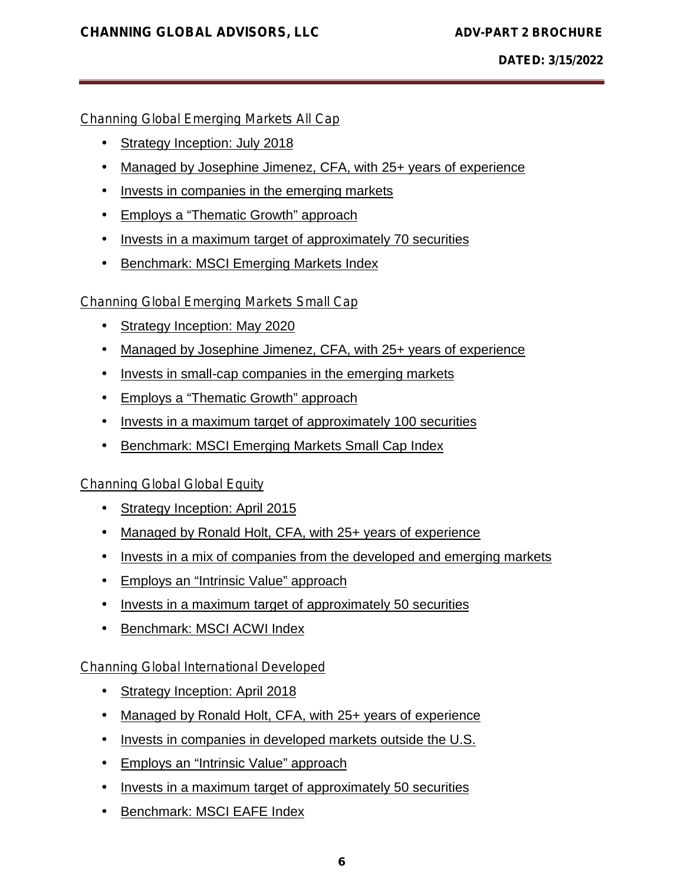### Channing Global Emerging Markets All Cap

- Strategy Inception: July 2018
- Managed by Josephine Jimenez, CFA, with 25+ years of experience
- Invests in companies in the emerging markets
- Employs a "Thematic Growth" approach
- Invests in a maximum target of approximately 70 securities
- Benchmark: MSCI Emerging Markets Index

### Channing Global Emerging Markets Small Cap

- Strategy Inception: May 2020
- Managed by Josephine Jimenez, CFA, with 25+ years of experience
- Invests in small-cap companies in the emerging markets
- Employs a "Thematic Growth" approach
- Invests in a maximum target of approximately 100 securities
- Benchmark: MSCI Emerging Markets Small Cap Index

### Channing Global Global Equity

- Strategy Inception: April 2015
- Managed by Ronald Holt, CFA, with 25+ years of experience
- Invests in a mix of companies from the developed and emerging markets
- Employs an "Intrinsic Value" approach
- Invests in a maximum target of approximately 50 securities
- Benchmark: MSCI ACWI Index

### Channing Global International Developed

- Strategy Inception: April 2018
- Managed by Ronald Holt, CFA, with 25+ years of experience
- Invests in companies in developed markets outside the U.S.
- Employs an "Intrinsic Value" approach
- Invests in a maximum target of approximately 50 securities
- Benchmark: MSCI EAFE Index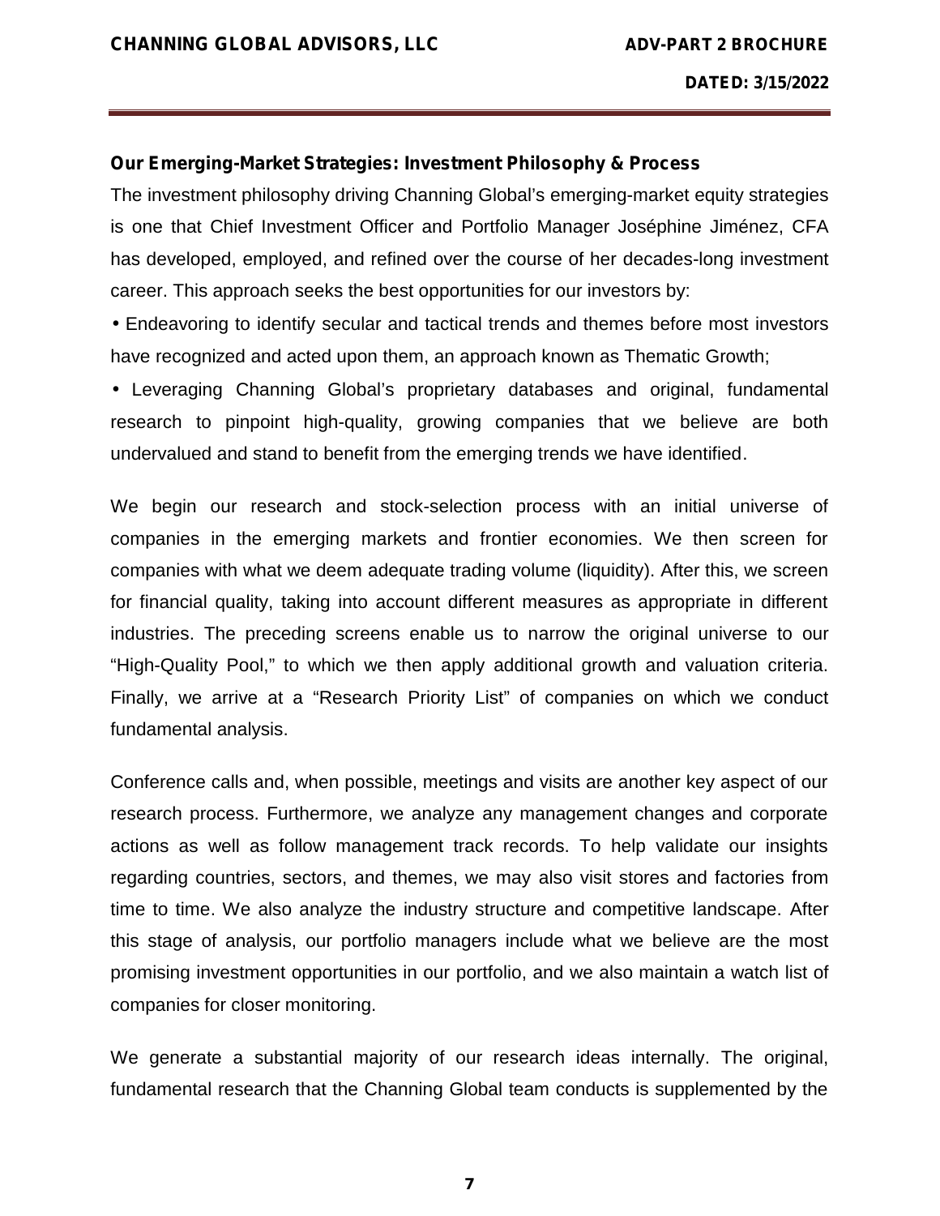### Our Emerging-Market Strategies: Investment Philosophy & Process

The investment philosophy driving Channing Global's emerging-market equity strategies is one that Chief Investment Officer and Portfolio Manager Joséphine Jiménez, CFA has developed, employed, and refined over the course of her decades-long investment career. This approach seeks the best opportunities for our investors by:

- Endeavoring to identify secular and tactical trends and themes before most investors have recognized and acted upon them, an approach known as Thematic Growth;
- Leveraging Channing Global's proprietary databases and original, fundamental research to pinpoint high-quality, growing companies that we believe are both undervalued and stand to benefit from the emerging trends we have identified.

We begin our research and stock-selection process with an initial universe of companies in the emerging markets and frontier economies. We then screen for companies with what we deem adequate trading volume (liquidity). After this, we screen for financial quality, taking into account different measures as appropriate in different industries. The preceding screens enable us to narrow the original universe to our "High-Quality Pool," to which we then apply additional growth and valuation criteria. Finally, we arrive at a "Research Priority List" of companies on which we conduct fundamental analysis.

Conference calls and, when possible, meetings and visits are another key aspect of our research process. Furthermore, we analyze any management changes and corporate actions as well as follow management track records. To help validate our insights regarding countries, sectors, and themes, we may also visit stores and factories from time to time. We also analyze the industry structure and competitive landscape. After this stage of analysis, our portfolio managers include what we believe are the most promising investment opportunities in our portfolio, and we also maintain a watch list of companies for closer monitoring.

We generate a substantial majority of our research ideas internally. The original, fundamental research that the Channing Global team conducts is supplemented by the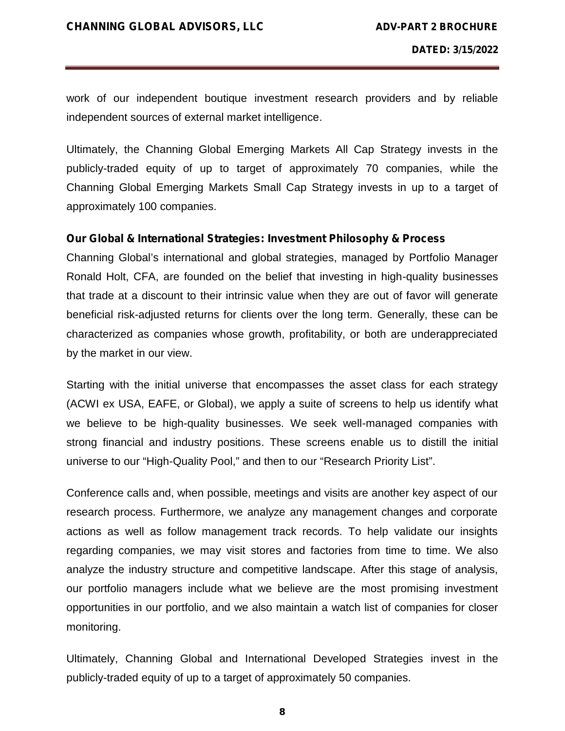work of our independent boutique investment research providers and by reliable independent sources of external market intelligence.

Ultimately, the Channing Global Emerging Markets All Cap Strategy invests in the publicly-traded equity of up to target of approximately 70 companies, while the Channing Global Emerging Markets Small Cap Strategy invests in up to a target of approximately 100 companies.

**Our Global & International Strategies: Investment Philosophy & Process**

Channing Global's international and global strategies, managed by Portfolio Manager Ronald Holt, CFA, are founded on the belief that investing in high-quality businesses that trade at a discount to their intrinsic value when they are out of favor will generate beneficial risk-adjusted returns for clients over the long term. Generally, these can be characterized as companies whose growth, profitability, or both are underappreciated by the market in our view.

Starting with the initial universe that encompasses the asset class for each strategy (ACWI ex USA, EAFE, or Global), we apply a suite of screens to help us identify what we believe to be high-quality businesses. We seek well-managed companies with strong financial and industry positions. These screens enable us to distill the initial universe to our "High-Quality Pool," and then to our "Research Priority List".

Conference calls and, when possible, meetings and visits are another key aspect of our research process. Furthermore, we analyze any management changes and corporate actions as well as follow management track records. To help validate our insights regarding companies, we may visit stores and factories from time to time. We also analyze the industry structure and competitive landscape. After this stage of analysis, our portfolio managers include what we believe are the most promising investment opportunities in our portfolio, and we also maintain a watch list of companies for closer monitoring.

Ultimately, Channing Global and International Developed Strategies invest in the publicly-traded equity of up to a target of approximately 50 companies.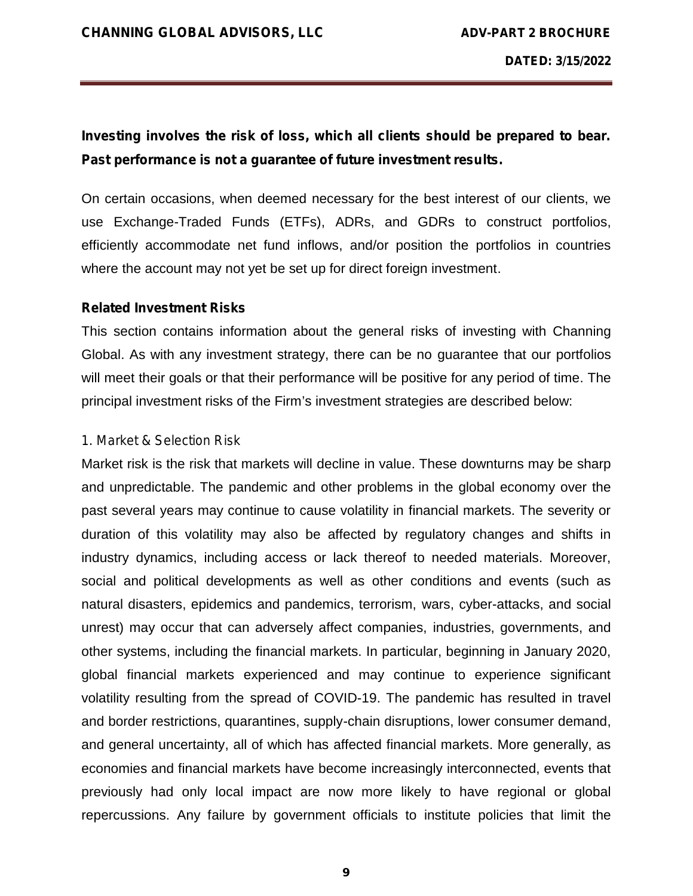**Investing involves the risk of loss, which all clients should be prepared to bear. Past performance is not a guarantee of future investment results.**

On certain occasions, when deemed necessary for the best interest of our clients, we use Exchange-Traded Funds (ETFs), ADRs, and GDRs to construct portfolios, efficiently accommodate net fund inflows, and/or position the portfolios in countries where the account may not yet be set up for direct foreign investment.

**Related Investment Risks**

This section contains information about the general risks of investing with Channing Global. As with any investment strategy, there can be no guarantee that our portfolios will meet their goals or that their performance will be positive for any period of time. The principal investment risks of the Firm's investment strategies are described below:

1. Market & Selection Risk

Market risk is the risk that markets will decline in value. These downturns may be sharp and unpredictable. The pandemic and other problems in the global economy over the past several years may continue to cause volatility in financial markets. The severity or duration of this volatility may also be affected by regulatory changes and shifts in industry dynamics, including access or lack thereof to needed materials. Moreover, social and political developments as well as other conditions and events (such as natural disasters, epidemics and pandemics, terrorism, wars, cyber-attacks, and social unrest) may occur that can adversely affect companies, industries, governments, and other systems, including the financial markets. In particular, beginning in January 2020, global financial markets experienced and may continue to experience significant volatility resulting from the spread of COVID-19. The pandemic has resulted in travel and border restrictions, quarantines, supply-chain disruptions, lower consumer demand, and general uncertainty, all of which has affected financial markets. More generally, as economies and financial markets have become increasingly interconnected, events that previously had only local impact are now more likely to have regional or global repercussions. Any failure by government officials to institute policies that limit the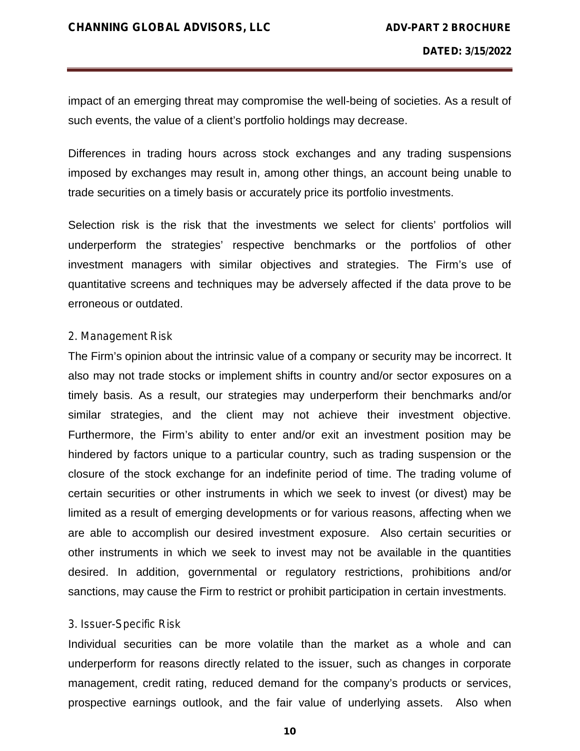impact of an emerging threat may compromise the well-being of societies. As a result of such events, the value of a client's portfolio holdings may decrease.

Differences in trading hours across stock exchanges and any trading suspensions imposed by exchanges may result in, among other things, an account being unable to trade securities on a timely basis or accurately price its portfolio investments.

Selection risk is the risk that the investments we select for clients' portfolios will underperform the strategies' respective benchmarks or the portfolios of other investment managers with similar objectives and strategies. The Firm's use of quantitative screens and techniques may be adversely affected if the data prove to be erroneous or outdated.

### 2. Management Risk

The Firm's opinion about the intrinsic value of a company or security may be incorrect. It also may not trade stocks or implement shifts in country and/or sector exposures on a timely basis. As a result, our strategies may underperform their benchmarks and/or similar strategies, and the client may not achieve their investment objective. Furthermore, the Firm's ability to enter and/or exit an investment position may be hindered by factors unique to a particular country, such as trading suspension or the closure of the stock exchange for an indefinite period of time. The trading volume of certain securities or other instruments in which we seek to invest (or divest) may be limited as a result of emerging developments or for various reasons, affecting when we are able to accomplish our desired investment exposure. Also certain securities or other instruments in which we seek to invest may not be available in the quantities desired. In addition, governmental or regulatory restrictions, prohibitions and/or sanctions, may cause the Firm to restrict or prohibit participation in certain investments.

### 3. Issuer-Specific Risk

Individual securities can be more volatile than the market as a whole and can underperform for reasons directly related to the issuer, such as changes in corporate management, credit rating, reduced demand for the company's products or services, prospective earnings outlook, and the fair value of underlying assets. Also when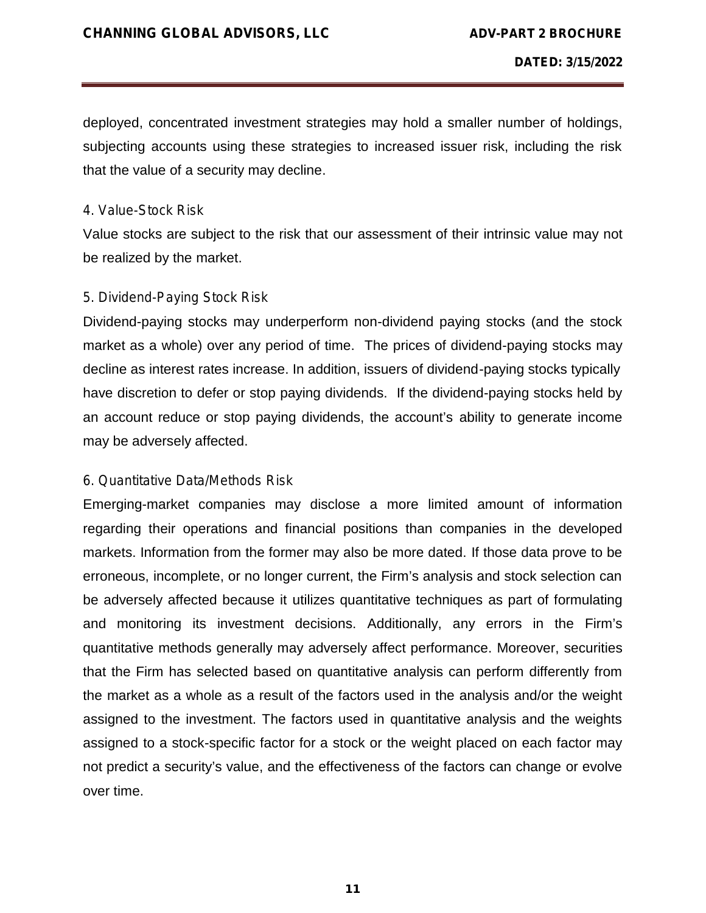deployed, concentrated investment strategies may hold a smaller number of holdings, subjecting accounts using these strategies to increased issuer risk, including the risk that the value of a security may decline.

#### 4. Value-Stock Risk

Value stocks are subject to the risk that our assessment of their intrinsic value may not be realized by the market.

#### 5. Dividend-Paying Stock Risk

Dividend-paying stocks may underperform non-dividend paying stocks (and the stock market as a whole) over any period of time. The prices of dividend-paying stocks may decline as interest rates increase. In addition, issuers of dividend-paying stocks typically have discretion to defer or stop paying dividends. If the dividend-paying stocks held by an account reduce or stop paying dividends, the account's ability to generate income may be adversely affected.

#### 6. Quantitative Data/Methods Risk

Emerging-market companies may disclose a more limited amount of information regarding their operations and financial positions than companies in the developed markets. Information from the former may also be more dated. If those data prove to be erroneous, incomplete, or no longer current, the Firm's analysis and stock selection can be adversely affected because it utilizes quantitative techniques as part of formulating and monitoring its investment decisions. Additionally, any errors in the Firm's quantitative methods generally may adversely affect performance. Moreover, securities that the Firm has selected based on quantitative analysis can perform differently from the market as a whole as a result of the factors used in the analysis and/or the weight assigned to the investment. The factors used in quantitative analysis and the weights assigned to a stock-specific factor for a stock or the weight placed on each factor may not predict a security's value, and the effectiveness of the factors can change or evolve over time.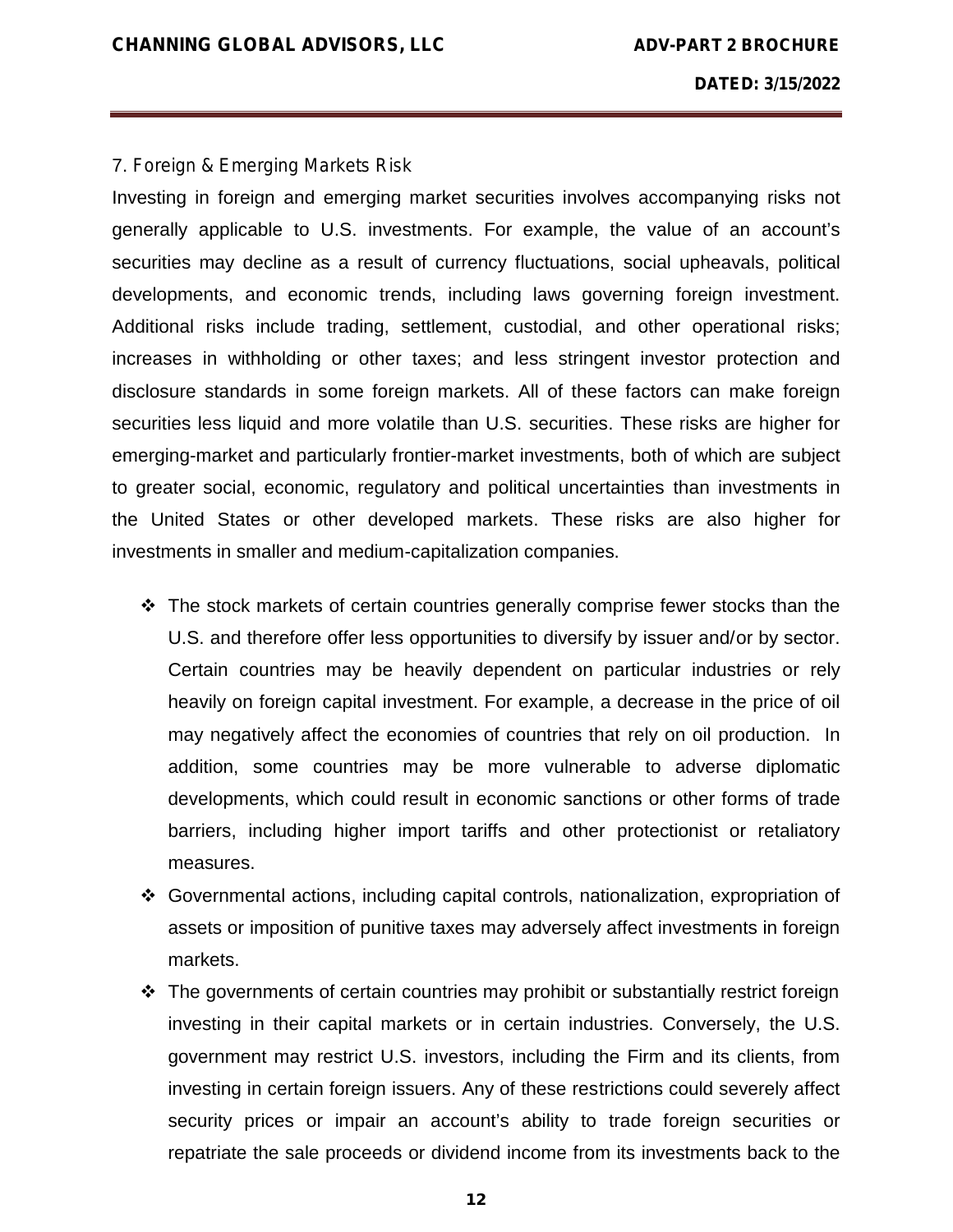### 7. Foreign & Emerging Markets Risk

Investing in foreign and emerging market securities involves accompanying risks not generally applicable to U.S. investments. For example, the value of an account's securities may decline as a result of currency fluctuations, social upheavals, political developments, and economic trends, including laws governing foreign investment. Additional risks include trading, settlement, custodial, and other operational risks; increases in withholding or other taxes; and less stringent investor protection and disclosure standards in some foreign markets. All of these factors can make foreign securities less liquid and more volatile than U.S. securities. These risks are higher for emerging-market and particularly frontier-market investments, both of which are subject to greater social, economic, regulatory and political uncertainties than investments in the United States or other developed markets. These risks are also higher for investments in smaller and medium-capitalization companies.

- The stock markets of certain countries generally comprise fewer stocks than the U.S. and therefore offer less opportunities to diversify by issuer and/or by sector. Certain countries may be heavily dependent on particular industries or rely heavily on foreign capital investment. For example, a decrease in the price of oil may negatively affect the economies of countries that rely on oil production. In addition, some countries may be more vulnerable to adverse diplomatic developments, which could result in economic sanctions or other forms of trade barriers, including higher import tariffs and other protectionist or retaliatory measures.
- Governmental actions, including capital controls, nationalization, expropriation of assets or imposition of punitive taxes may adversely affect investments in foreign markets.
- The governments of certain countries may prohibit or substantially restrict foreign investing in their capital markets or in certain industries. Conversely, the U.S. government may restrict U.S. investors, including the Firm and its clients, from investing in certain foreign issuers. Any of these restrictions could severely affect security prices or impair an account's ability to trade foreign securities or repatriate the sale proceeds or dividend income from its investments back to the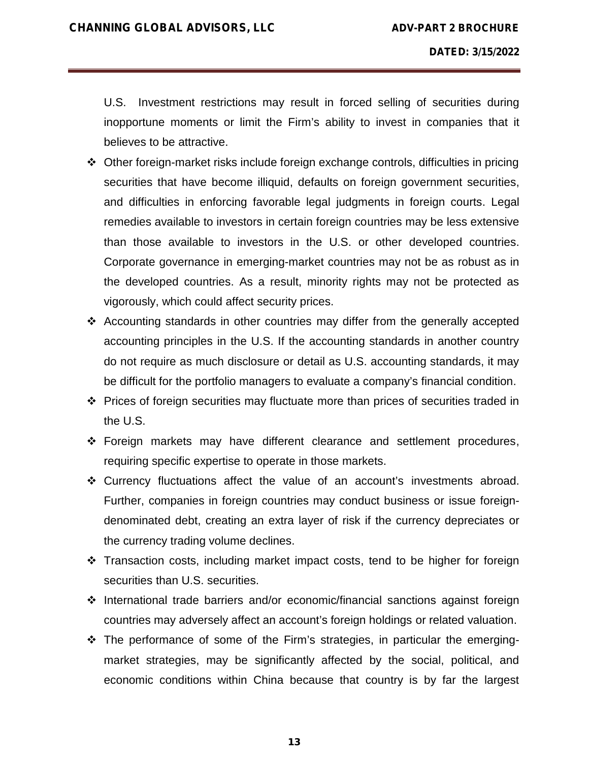U.S. Investment restrictions may result in forced selling of securities during inopportune moments or limit the Firm's ability to invest in companies that it believes to be attractive.

- Other foreign-market risks include foreign exchange controls, difficulties in pricing securities that have become illiquid, defaults on foreign government securities, and difficulties in enforcing favorable legal judgments in foreign courts. Legal remedies available to investors in certain foreign countries may be less extensive than those available to investors in the U.S. or other developed countries. Corporate governance in emerging-market countries may not be as robust as in the developed countries. As a result, minority rights may not be protected as vigorously, which could affect security prices.
- Accounting standards in other countries may differ from the generally accepted accounting principles in the U.S. If the accounting standards in another country do not require as much disclosure or detail as U.S. accounting standards, it may be difficult for the portfolio managers to evaluate a company's financial condition.
- Prices of foreign securities may fluctuate more than prices of securities traded in the U.S.
- Foreign markets may have different clearance and settlement procedures, requiring specific expertise to operate in those markets.
- Currency fluctuations affect the value of an account's investments abroad. Further, companies in foreign countries may conduct business or issue foreign-denominated debt, creating an extra layer of risk if the currency depreciates or the currency trading volume declines.
- Transaction costs, including market impact costs, tend to be higher for foreign securities than U.S. securities.
- International trade barriers and/or economic/financial sanctions against foreign countries may adversely affect an account's foreign holdings or related valuation.
- The performance of some of the Firm's strategies, in particular the emerging-market strategies, may be significantly affected by the social, political, and economic conditions within China because that country is by far the largest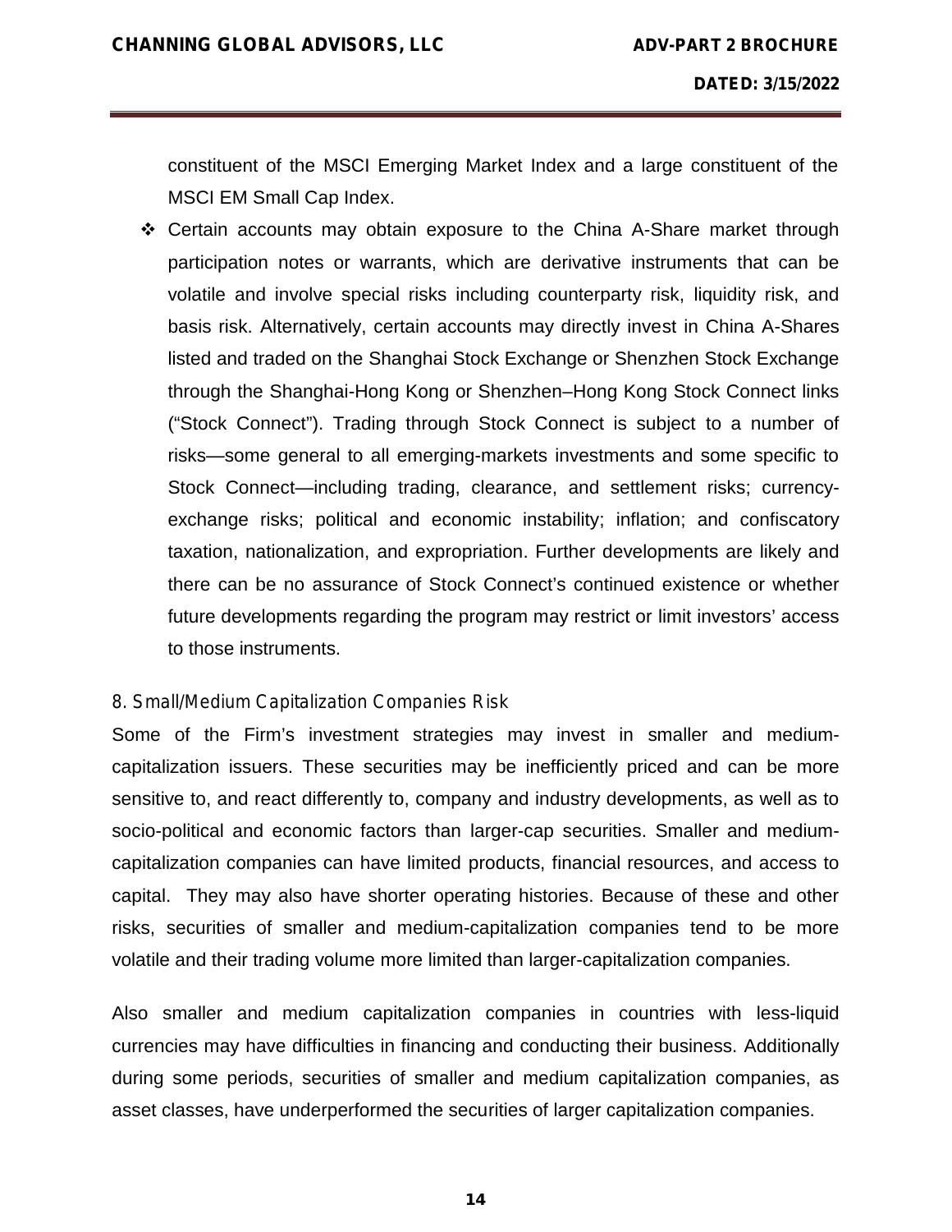constituent of the MSCI Emerging Market Index and a large constituent of the MSCI EM Small Cap Index.

- Certain accounts may obtain exposure to the China A-Share market through participation notes or warrants, which are derivative instruments that can be volatile and involve special risks including counterparty risk, liquidity risk, and basis risk. Alternatively, certain accounts may directly invest in China A-Shares listed and traded on the Shanghai Stock Exchange or Shenzhen Stock Exchange through the Shanghai-Hong Kong or Shenzhen–Hong Kong Stock Connect links ("Stock Connect"). Trading through Stock Connect is subject to a number of risks—some general to all emerging-markets investments and some specific to Stock Connect—including trading, clearance, and settlement risks; currency-exchange risks; political and economic instability; inflation; and confiscatory taxation, nationalization, and expropriation. Further developments are likely and there can be no assurance of Stock Connect's continued existence or whether future developments regarding the program may restrict or limit investors' access to those instruments.

### 8. Small/Medium Capitalization Companies Risk

Some of the Firm's investment strategies may invest in smaller and medium-capitalization issuers. These securities may be inefficiently priced and can be more sensitive to, and react differently to, company and industry developments, as well as to socio-political and economic factors than larger-cap securities. Smaller and medium-capitalization companies can have limited products, financial resources, and access to capital. They may also have shorter operating histories. Because of these and other risks, securities of smaller and medium-capitalization companies tend to be more volatile and their trading volume more limited than larger-capitalization companies.

Also smaller and medium capitalization companies in countries with less-liquid currencies may have difficulties in financing and conducting their business. Additionally during some periods, securities of smaller and medium capitalization companies, as asset classes, have underperformed the securities of larger capitalization companies.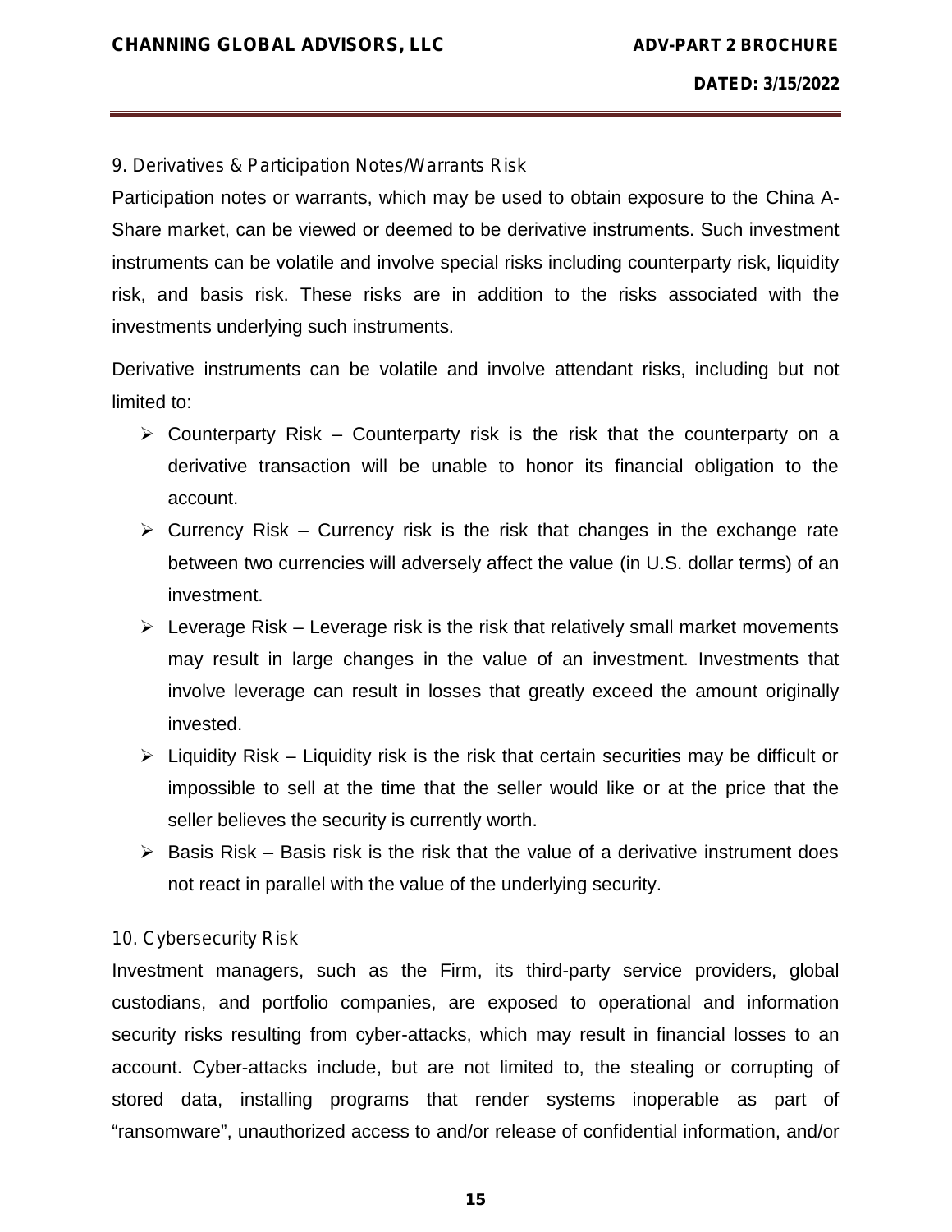### 9. Derivatives & Participation Notes/Warrants Risk

Participation notes or warrants, which may be used to obtain exposure to the China A-Share market, can be viewed or deemed to be derivative instruments. Such investment instruments can be volatile and involve special risks including counterparty risk, liquidity risk, and basis risk. These risks are in addition to the risks associated with the investments underlying such instruments.

Derivative instruments can be volatile and involve attendant risks, including but not limited to:

- Counterparty Risk – Counterparty risk is the risk that the counterparty on a derivative transaction will be unable to honor its financial obligation to the account.
- Currency Risk – Currency risk is the risk that changes in the exchange rate between two currencies will adversely affect the value (in U.S. dollar terms) of an investment.
- Leverage Risk – Leverage risk is the risk that relatively small market movements may result in large changes in the value of an investment. Investments that involve leverage can result in losses that greatly exceed the amount originally invested.
- Liquidity Risk – Liquidity risk is the risk that certain securities may be difficult or impossible to sell at the time that the seller would like or at the price that the seller believes the security is currently worth.
- Basis Risk – Basis risk is the risk that the value of a derivative instrument does not react in parallel with the value of the underlying security.

### 10. Cybersecurity Risk

Investment managers, such as the Firm, its third-party service providers, global custodians, and portfolio companies, are exposed to operational and information security risks resulting from cyber-attacks, which may result in financial losses to an account. Cyber-attacks include, but are not limited to, the stealing or corrupting of stored data, installing programs that render systems inoperable as part of "ransomware", unauthorized access to and/or release of confidential information, and/or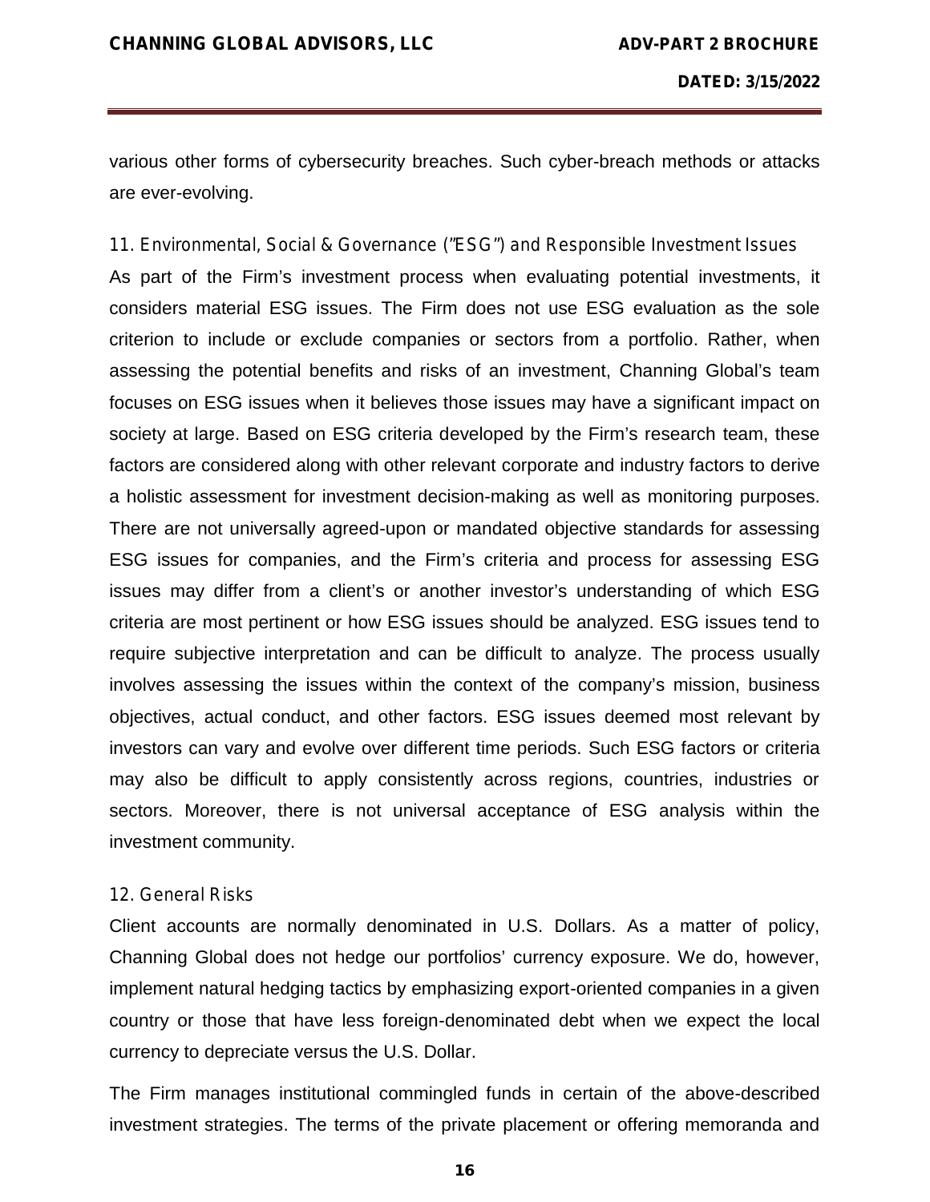various other forms of cybersecurity breaches. Such cyber-breach methods or attacks are ever-evolving.

### 11. Environmental, Social & Governance ("ESG") and Responsible Investment Issues

As part of the Firm's investment process when evaluating potential investments, it considers material ESG issues. The Firm does not use ESG evaluation as the sole criterion to include or exclude companies or sectors from a portfolio. Rather, when assessing the potential benefits and risks of an investment, Channing Global's team focuses on ESG issues when it believes those issues may have a significant impact on society at large. Based on ESG criteria developed by the Firm's research team, these factors are considered along with other relevant corporate and industry factors to derive a holistic assessment for investment decision-making as well as monitoring purposes. There are not universally agreed-upon or mandated objective standards for assessing ESG issues for companies, and the Firm's criteria and process for assessing ESG issues may differ from a client's or another investor's understanding of which ESG criteria are most pertinent or how ESG issues should be analyzed. ESG issues tend to require subjective interpretation and can be difficult to analyze. The process usually involves assessing the issues within the context of the company's mission, business objectives, actual conduct, and other factors. ESG issues deemed most relevant by investors can vary and evolve over different time periods. Such ESG factors or criteria may also be difficult to apply consistently across regions, countries, industries or sectors. Moreover, there is not universal acceptance of ESG analysis within the investment community.

### 12. General Risks

Client accounts are normally denominated in U.S. Dollars. As a matter of policy, Channing Global does not hedge our portfolios' currency exposure. We do, however, implement natural hedging tactics by emphasizing export-oriented companies in a given country or those that have less foreign-denominated debt when we expect the local currency to depreciate versus the U.S. Dollar.

The Firm manages institutional commingled funds in certain of the above-described investment strategies. The terms of the private placement or offering memoranda and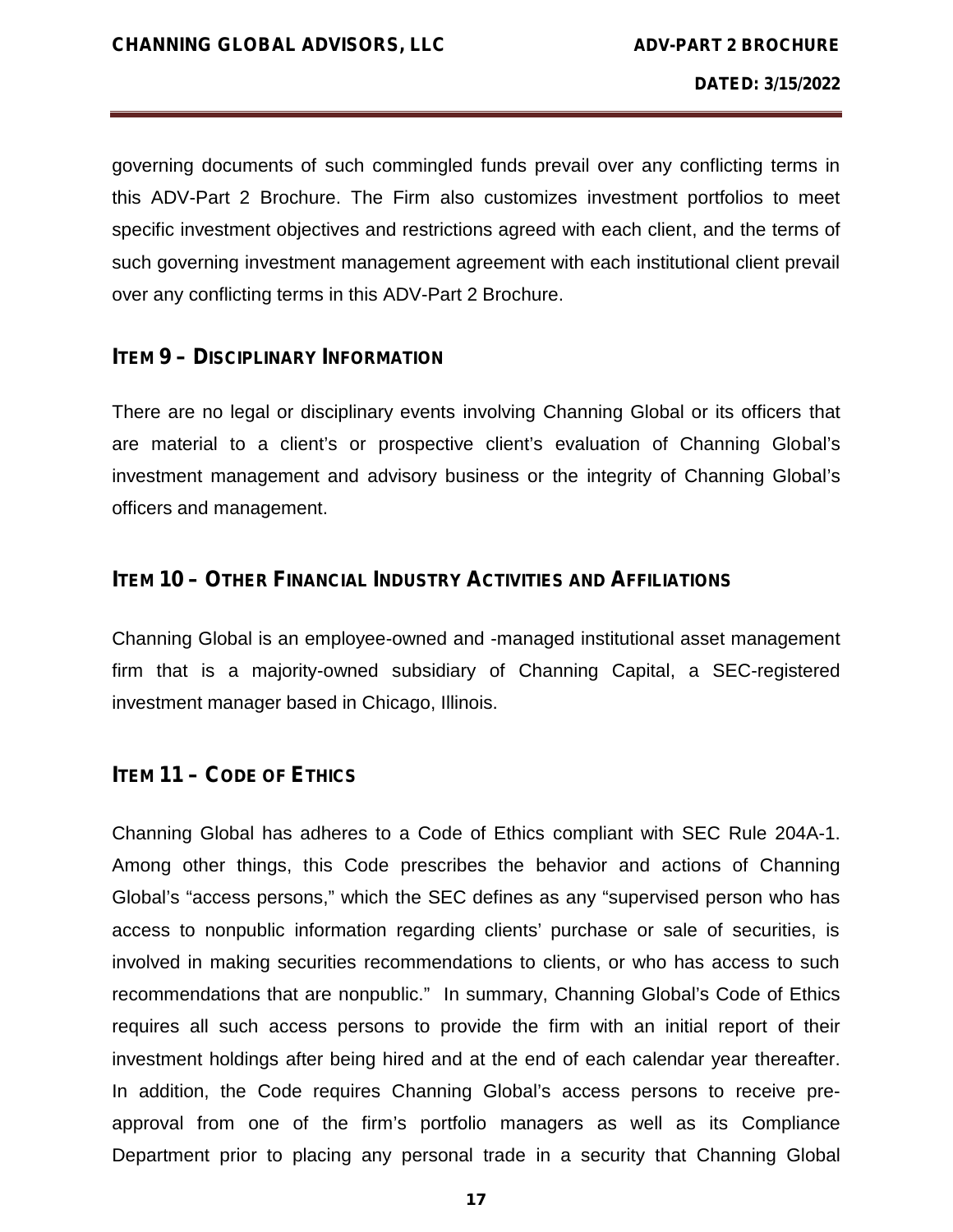governing documents of such commingled funds prevail over any conflicting terms in this ADV-Part 2 Brochure. The Firm also customizes investment portfolios to meet specific investment objectives and restrictions agreed with each client, and the terms of such governing investment management agreement with each institutional client prevail over any conflicting terms in this ADV-Part 2 Brochure.

## ITEM 9 – DISCIPLINARY INFORMATION

There are no legal or disciplinary events involving Channing Global or its officers that are material to a client's or prospective client's evaluation of Channing Global's investment management and advisory business or the integrity of Channing Global's officers and management.

## ITEM 10 – OTHER FINANCIAL INDUSTRY ACTIVITIES AND AFFILIATIONS

Channing Global is an employee-owned and -managed institutional asset management firm that is a majority-owned subsidiary of Channing Capital, a SEC-registered investment manager based in Chicago, Illinois.

## ITEM 11 – CODE OF ETHICS

Channing Global has adheres to a Code of Ethics compliant with SEC Rule 204A-1. Among other things, this Code prescribes the behavior and actions of Channing Global's "access persons," which the SEC defines as any "supervised person who has access to nonpublic information regarding clients' purchase or sale of securities, is involved in making securities recommendations to clients, or who has access to such recommendations that are nonpublic." In summary, Channing Global's Code of Ethics requires all such access persons to provide the firm with an initial report of their investment holdings after being hired and at the end of each calendar year thereafter. In addition, the Code requires Channing Global's access persons to receive pre-approval from one of the firm's portfolio managers as well as its Compliance Department prior to placing any personal trade in a security that Channing Global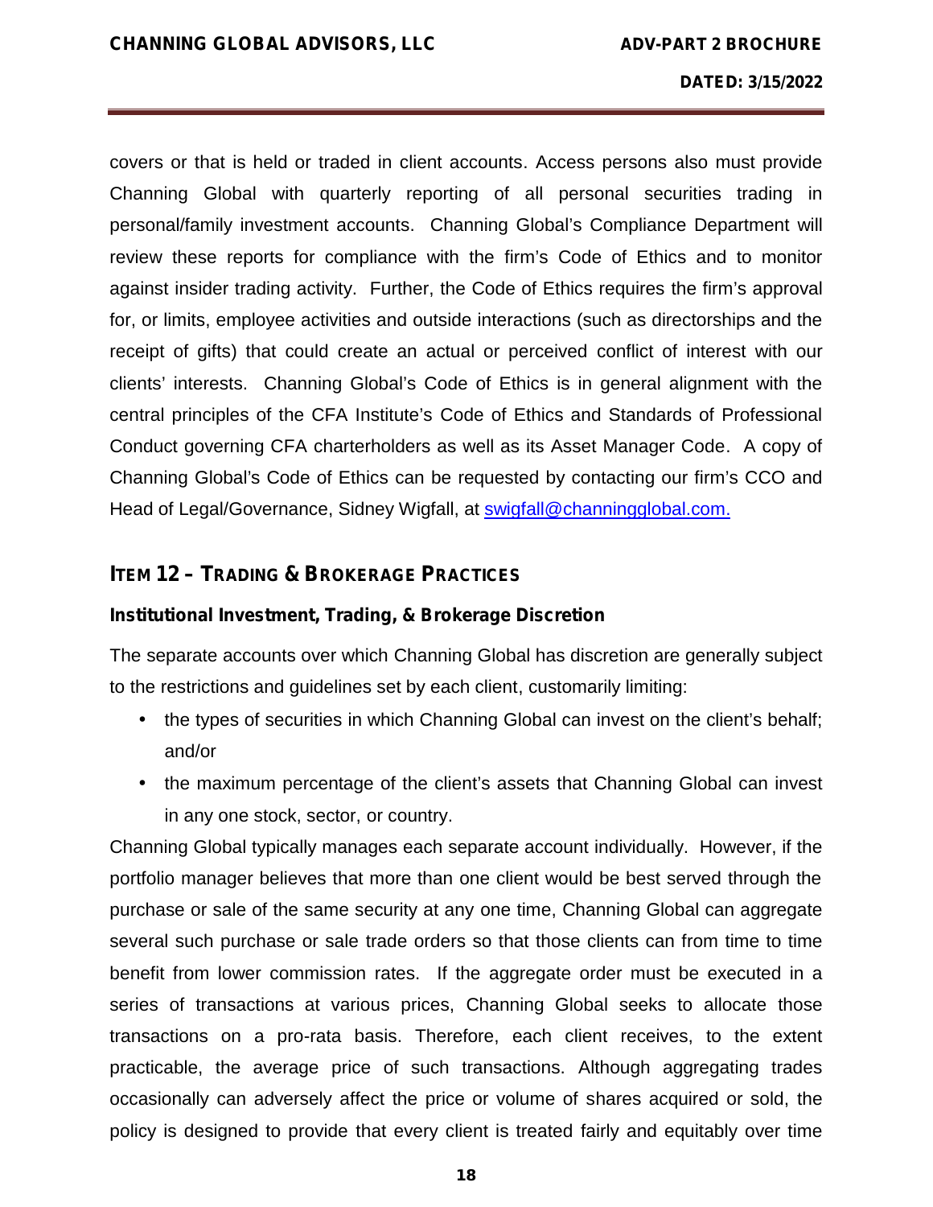covers or that is held or traded in client accounts. Access persons also must provide Channing Global with quarterly reporting of all personal securities trading in personal/family investment accounts. Channing Global's Compliance Department will review these reports for compliance with the firm's Code of Ethics and to monitor against insider trading activity. Further, the Code of Ethics requires the firm's approval for, or limits, employee activities and outside interactions (such as directorships and the receipt of gifts) that could create an actual or perceived conflict of interest with our clients' interests. Channing Global's Code of Ethics is in general alignment with the central principles of the CFA Institute's Code of Ethics and Standards of Professional Conduct governing CFA charterholders as well as its Asset Manager Code. A copy of Channing Global's Code of Ethics can be requested by contacting our firm's CCO and Head of Legal/Governance, Sidney Wigfall, at swigfall@channingglobal.com.

## ITEM 12 – TRADING & BROKERAGE PRACTICES

### Institutional Investment, Trading, & Brokerage Discretion

The separate accounts over which Channing Global has discretion are generally subject to the restrictions and guidelines set by each client, customarily limiting:

- the types of securities in which Channing Global can invest on the client's behalf; and/or
- the maximum percentage of the client's assets that Channing Global can invest in any one stock, sector, or country.

Channing Global typically manages each separate account individually. However, if the portfolio manager believes that more than one client would be best served through the purchase or sale of the same security at any one time, Channing Global can aggregate several such purchase or sale trade orders so that those clients can from time to time benefit from lower commission rates. If the aggregate order must be executed in a series of transactions at various prices, Channing Global seeks to allocate those transactions on a pro-rata basis. Therefore, each client receives, to the extent practicable, the average price of such transactions. Although aggregating trades occasionally can adversely affect the price or volume of shares acquired or sold, the policy is designed to provide that every client is treated fairly and equitably over time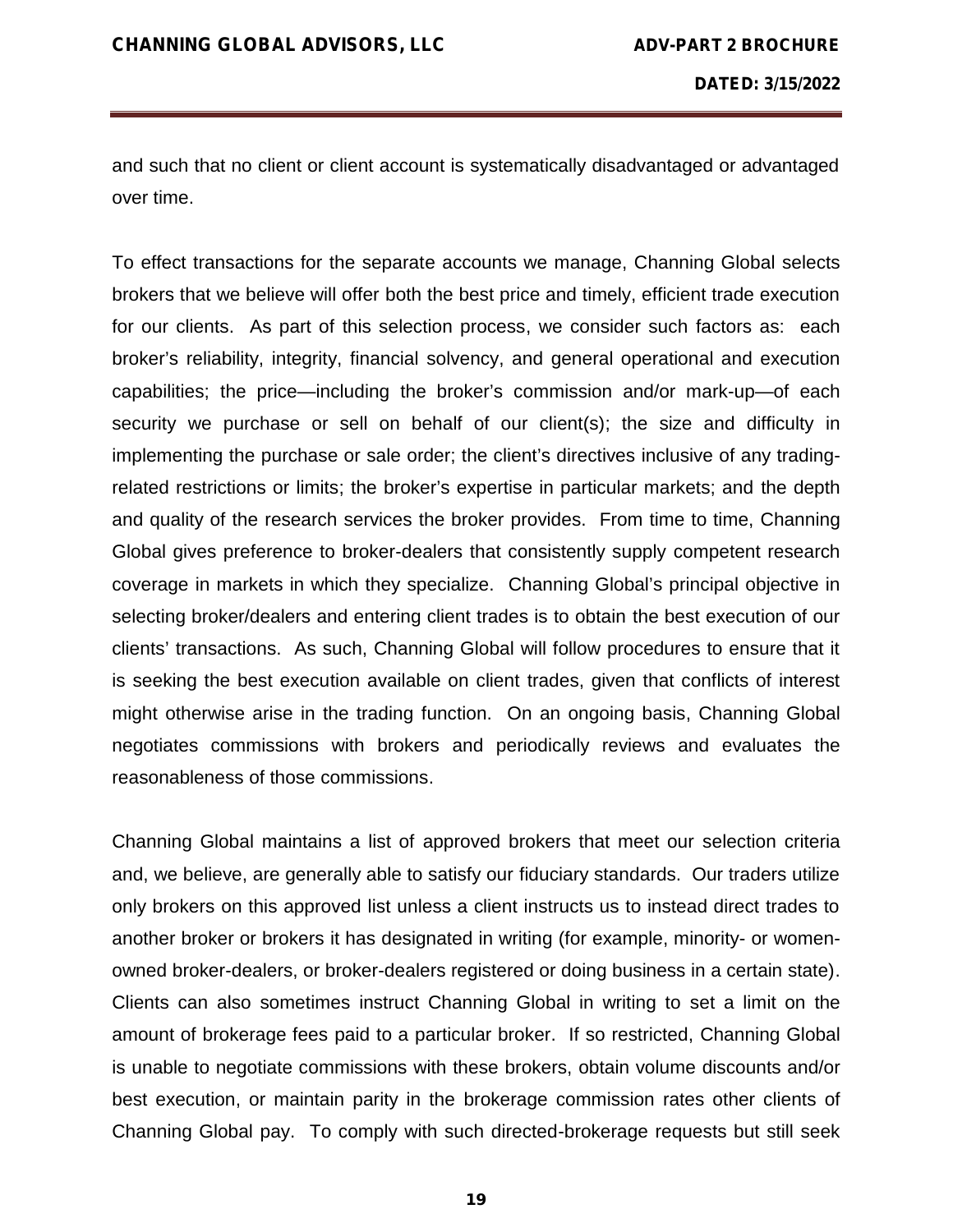and such that no client or client account is systematically disadvantaged or advantaged over time.

To effect transactions for the separate accounts we manage, Channing Global selects brokers that we believe will offer both the best price and timely, efficient trade execution for our clients. As part of this selection process, we consider such factors as: each broker's reliability, integrity, financial solvency, and general operational and execution capabilities; the price—including the broker's commission and/or mark-up—of each security we purchase or sell on behalf of our client(s); the size and difficulty in implementing the purchase or sale order; the client's directives inclusive of any trading-related restrictions or limits; the broker's expertise in particular markets; and the depth and quality of the research services the broker provides. From time to time, Channing Global gives preference to broker-dealers that consistently supply competent research coverage in markets in which they specialize. Channing Global's principal objective in selecting broker/dealers and entering client trades is to obtain the best execution of our clients' transactions. As such, Channing Global will follow procedures to ensure that it is seeking the best execution available on client trades, given that conflicts of interest might otherwise arise in the trading function. On an ongoing basis, Channing Global negotiates commissions with brokers and periodically reviews and evaluates the reasonableness of those commissions.

Channing Global maintains a list of approved brokers that meet our selection criteria and, we believe, are generally able to satisfy our fiduciary standards. Our traders utilize only brokers on this approved list unless a client instructs us to instead direct trades to another broker or brokers it has designated in writing (for example, minority- or women-owned broker-dealers, or broker-dealers registered or doing business in a certain state). Clients can also sometimes instruct Channing Global in writing to set a limit on the amount of brokerage fees paid to a particular broker. If so restricted, Channing Global is unable to negotiate commissions with these brokers, obtain volume discounts and/or best execution, or maintain parity in the brokerage commission rates other clients of Channing Global pay. To comply with such directed-brokerage requests but still seek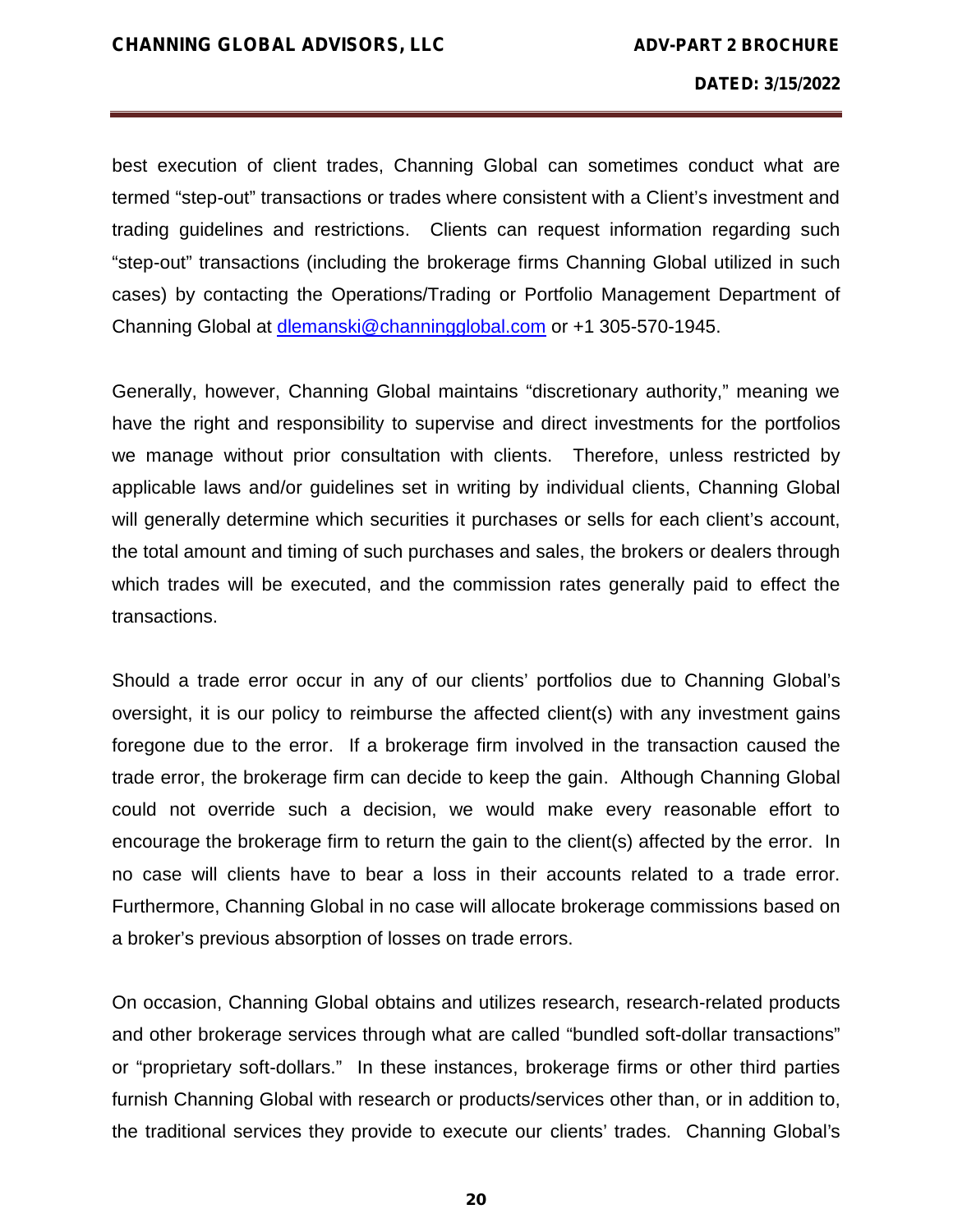best execution of client trades, Channing Global can sometimes conduct what are termed "step-out" transactions or trades where consistent with a Client's investment and trading guidelines and restrictions. Clients can request information regarding such "step-out" transactions (including the brokerage firms Channing Global utilized in such cases) by contacting the Operations/Trading or Portfolio Management Department of Channing Global at dlemanski@channingglobal.com or +1 305-570-1945.

Generally, however, Channing Global maintains "discretionary authority," meaning we have the right and responsibility to supervise and direct investments for the portfolios we manage without prior consultation with clients. Therefore, unless restricted by applicable laws and/or guidelines set in writing by individual clients, Channing Global will generally determine which securities it purchases or sells for each client's account, the total amount and timing of such purchases and sales, the brokers or dealers through which trades will be executed, and the commission rates generally paid to effect the transactions.

Should a trade error occur in any of our clients' portfolios due to Channing Global's oversight, it is our policy to reimburse the affected client(s) with any investment gains foregone due to the error. If a brokerage firm involved in the transaction caused the trade error, the brokerage firm can decide to keep the gain. Although Channing Global could not override such a decision, we would make every reasonable effort to encourage the brokerage firm to return the gain to the client(s) affected by the error. In no case will clients have to bear a loss in their accounts related to a trade error. Furthermore, Channing Global in no case will allocate brokerage commissions based on a broker's previous absorption of losses on trade errors.

On occasion, Channing Global obtains and utilizes research, research-related products and other brokerage services through what are called "bundled soft-dollar transactions" or "proprietary soft-dollars." In these instances, brokerage firms or other third parties furnish Channing Global with research or products/services other than, or in addition to, the traditional services they provide to execute our clients' trades. Channing Global's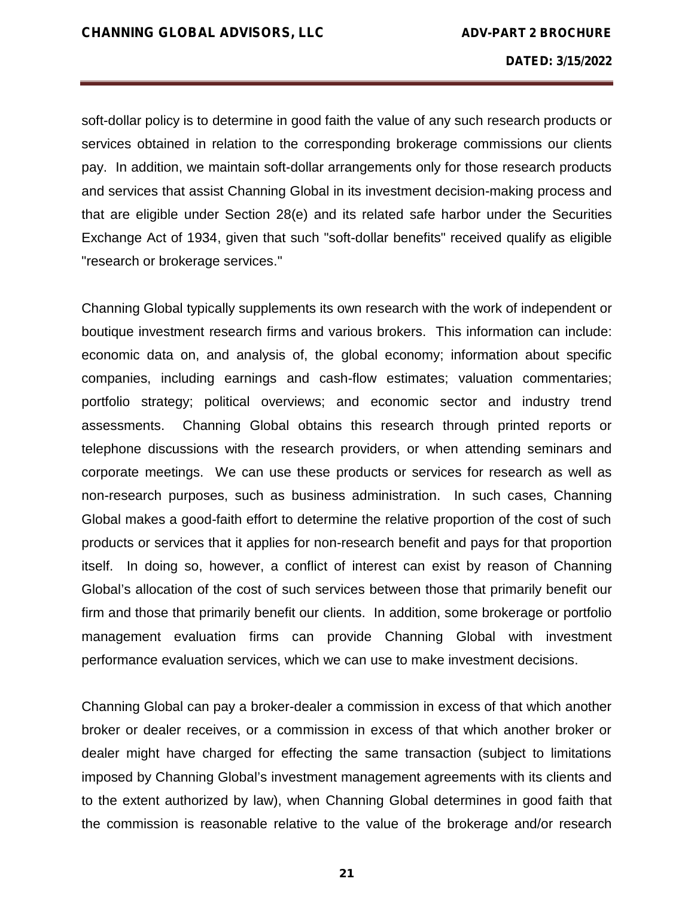soft-dollar policy is to determine in good faith the value of any such research products or services obtained in relation to the corresponding brokerage commissions our clients pay. In addition, we maintain soft-dollar arrangements only for those research products and services that assist Channing Global in its investment decision-making process and that are eligible under Section 28(e) and its related safe harbor under the Securities Exchange Act of 1934, given that such "soft-dollar benefits" received qualify as eligible "research or brokerage services."

Channing Global typically supplements its own research with the work of independent or boutique investment research firms and various brokers. This information can include: economic data on, and analysis of, the global economy; information about specific companies, including earnings and cash-flow estimates; valuation commentaries; portfolio strategy; political overviews; and economic sector and industry trend assessments. Channing Global obtains this research through printed reports or telephone discussions with the research providers, or when attending seminars and corporate meetings. We can use these products or services for research as well as non-research purposes, such as business administration. In such cases, Channing Global makes a good-faith effort to determine the relative proportion of the cost of such products or services that it applies for non-research benefit and pays for that proportion itself. In doing so, however, a conflict of interest can exist by reason of Channing Global's allocation of the cost of such services between those that primarily benefit our firm and those that primarily benefit our clients. In addition, some brokerage or portfolio management evaluation firms can provide Channing Global with investment performance evaluation services, which we can use to make investment decisions.

Channing Global can pay a broker-dealer a commission in excess of that which another broker or dealer receives, or a commission in excess of that which another broker or dealer might have charged for effecting the same transaction (subject to limitations imposed by Channing Global's investment management agreements with its clients and to the extent authorized by law), when Channing Global determines in good faith that the commission is reasonable relative to the value of the brokerage and/or research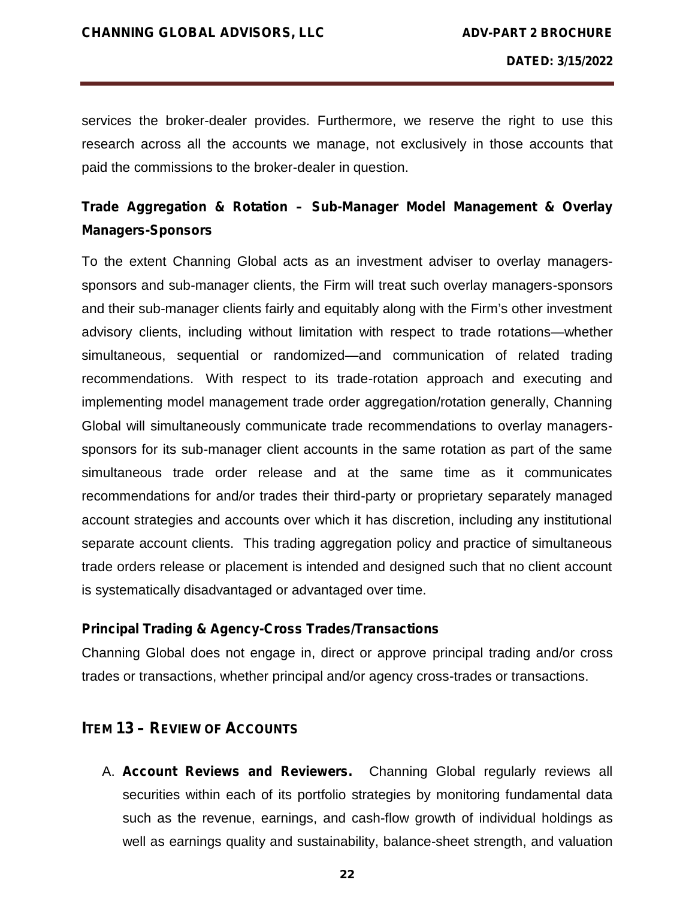services the broker-dealer provides. Furthermore, we reserve the right to use this research across all the accounts we manage, not exclusively in those accounts that paid the commissions to the broker-dealer in question.

**Trade Aggregation & Rotation – Sub-Manager Model Management & Overlay Managers-Sponsors**

To the extent Channing Global acts as an investment adviser to overlay managers-sponsors and sub-manager clients, the Firm will treat such overlay managers-sponsors and their sub-manager clients fairly and equitably along with the Firm's other investment advisory clients, including without limitation with respect to trade rotations—whether simultaneous, sequential or randomized—and communication of related trading recommendations. With respect to its trade-rotation approach and executing and implementing model management trade order aggregation/rotation generally, Channing Global will simultaneously communicate trade recommendations to overlay managers-sponsors for its sub-manager client accounts in the same rotation as part of the same simultaneous trade order release and at the same time as it communicates recommendations for and/or trades their third-party or proprietary separately managed account strategies and accounts over which it has discretion, including any institutional separate account clients. This trading aggregation policy and practice of simultaneous trade orders release or placement is intended and designed such that no client account is systematically disadvantaged or advantaged over time.

**Principal Trading & Agency-Cross Trades/Transactions**

Channing Global does not engage in, direct or approve principal trading and/or cross trades or transactions, whether principal and/or agency cross-trades or transactions.

## ITEM 13 – REVIEW OF ACCOUNTS

A. **Account Reviews and Reviewers.** Channing Global regularly reviews all securities within each of its portfolio strategies by monitoring fundamental data such as the revenue, earnings, and cash-flow growth of individual holdings as well as earnings quality and sustainability, balance-sheet strength, and valuation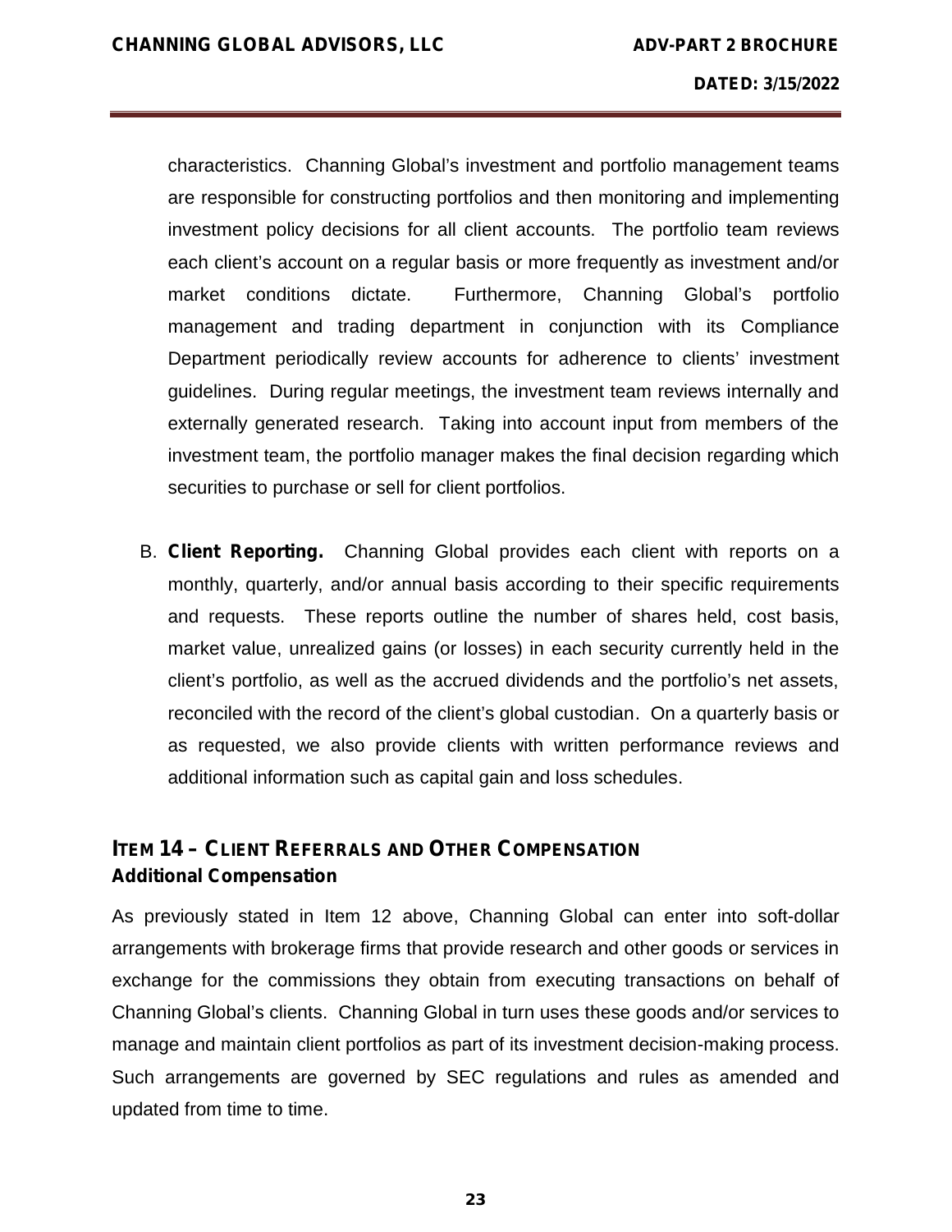characteristics. Channing Global's investment and portfolio management teams are responsible for constructing portfolios and then monitoring and implementing investment policy decisions for all client accounts. The portfolio team reviews each client's account on a regular basis or more frequently as investment and/or market conditions dictate. Furthermore, Channing Global's portfolio management and trading department in conjunction with its Compliance Department periodically review accounts for adherence to clients' investment guidelines. During regular meetings, the investment team reviews internally and externally generated research. Taking into account input from members of the investment team, the portfolio manager makes the final decision regarding which securities to purchase or sell for client portfolios.

B. **Client Reporting.** Channing Global provides each client with reports on a monthly, quarterly, and/or annual basis according to their specific requirements and requests. These reports outline the number of shares held, cost basis, market value, unrealized gains (or losses) in each security currently held in the client's portfolio, as well as the accrued dividends and the portfolio's net assets, reconciled with the record of the client's global custodian. On a quarterly basis or as requested, we also provide clients with written performance reviews and additional information such as capital gain and loss schedules.

## ITEM 14 – CLIENT REFERRALS AND OTHER COMPENSATION

### Additional Compensation

As previously stated in Item 12 above, Channing Global can enter into soft-dollar arrangements with brokerage firms that provide research and other goods or services in exchange for the commissions they obtain from executing transactions on behalf of Channing Global's clients. Channing Global in turn uses these goods and/or services to manage and maintain client portfolios as part of its investment decision-making process. Such arrangements are governed by SEC regulations and rules as amended and updated from time to time.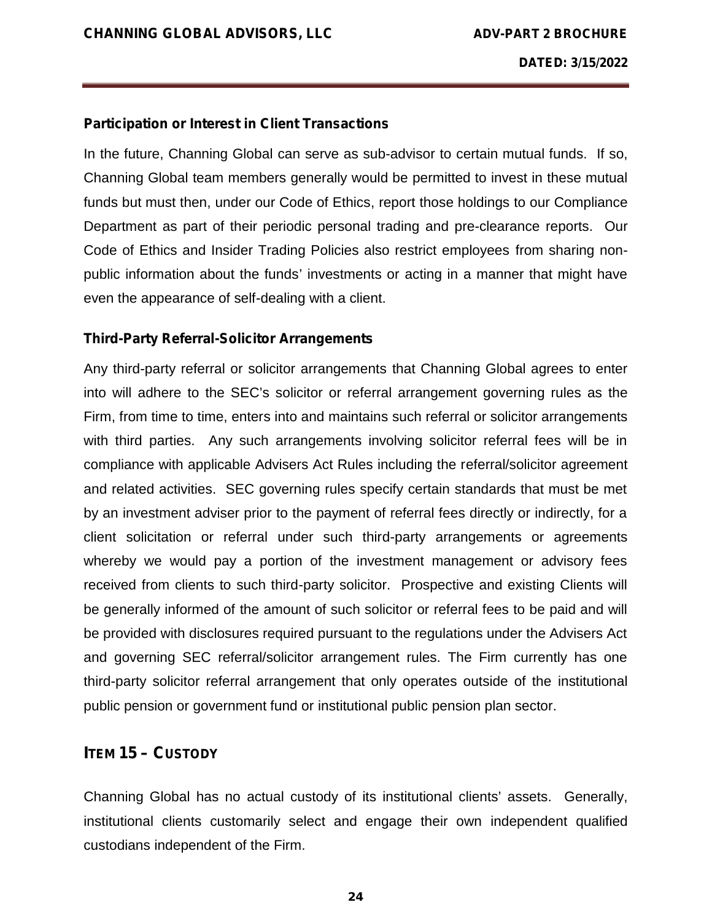### Participation or Interest in Client Transactions

In the future, Channing Global can serve as sub-advisor to certain mutual funds. If so, Channing Global team members generally would be permitted to invest in these mutual funds but must then, under our Code of Ethics, report those holdings to our Compliance Department as part of their periodic personal trading and pre-clearance reports. Our Code of Ethics and Insider Trading Policies also restrict employees from sharing non-public information about the funds' investments or acting in a manner that might have even the appearance of self-dealing with a client.

### Third-Party Referral-Solicitor Arrangements

Any third-party referral or solicitor arrangements that Channing Global agrees to enter into will adhere to the SEC's solicitor or referral arrangement governing rules as the Firm, from time to time, enters into and maintains such referral or solicitor arrangements with third parties. Any such arrangements involving solicitor referral fees will be in compliance with applicable Advisers Act Rules including the referral/solicitor agreement and related activities. SEC governing rules specify certain standards that must be met by an investment adviser prior to the payment of referral fees directly or indirectly, for a client solicitation or referral under such third-party arrangements or agreements whereby we would pay a portion of the investment management or advisory fees received from clients to such third-party solicitor. Prospective and existing Clients will be generally informed of the amount of such solicitor or referral fees to be paid and will be provided with disclosures required pursuant to the regulations under the Advisers Act and governing SEC referral/solicitor arrangement rules. The Firm currently has one third-party solicitor referral arrangement that only operates outside of the institutional public pension or government fund or institutional public pension plan sector.

## ITEM 15 – CUSTODY

Channing Global has no actual custody of its institutional clients' assets. Generally, institutional clients customarily select and engage their own independent qualified custodians independent of the Firm.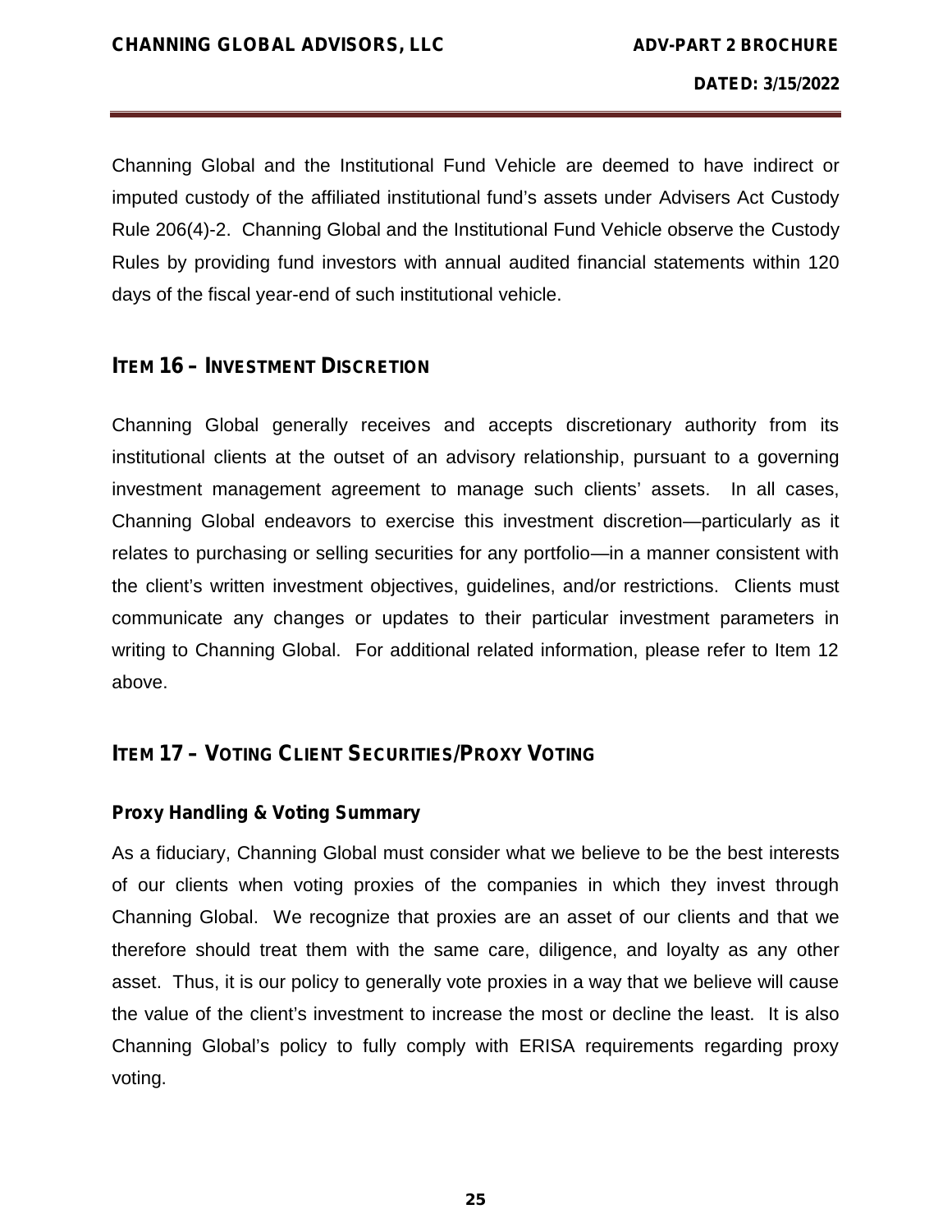Channing Global and the Institutional Fund Vehicle are deemed to have indirect or imputed custody of the affiliated institutional fund's assets under Advisers Act Custody Rule 206(4)-2. Channing Global and the Institutional Fund Vehicle observe the Custody Rules by providing fund investors with annual audited financial statements within 120 days of the fiscal year-end of such institutional vehicle.

## ITEM 16 – INVESTMENT DISCRETION

Channing Global generally receives and accepts discretionary authority from its institutional clients at the outset of an advisory relationship, pursuant to a governing investment management agreement to manage such clients' assets. In all cases, Channing Global endeavors to exercise this investment discretion—particularly as it relates to purchasing or selling securities for any portfolio—in a manner consistent with the client's written investment objectives, guidelines, and/or restrictions. Clients must communicate any changes or updates to their particular investment parameters in writing to Channing Global. For additional related information, please refer to Item 12 above.

## ITEM 17 – VOTING CLIENT SECURITIES/PROXY VOTING

### Proxy Handling & Voting Summary

As a fiduciary, Channing Global must consider what we believe to be the best interests of our clients when voting proxies of the companies in which they invest through Channing Global. We recognize that proxies are an asset of our clients and that we therefore should treat them with the same care, diligence, and loyalty as any other asset. Thus, it is our policy to generally vote proxies in a way that we believe will cause the value of the client's investment to increase the most or decline the least. It is also Channing Global's policy to fully comply with ERISA requirements regarding proxy voting.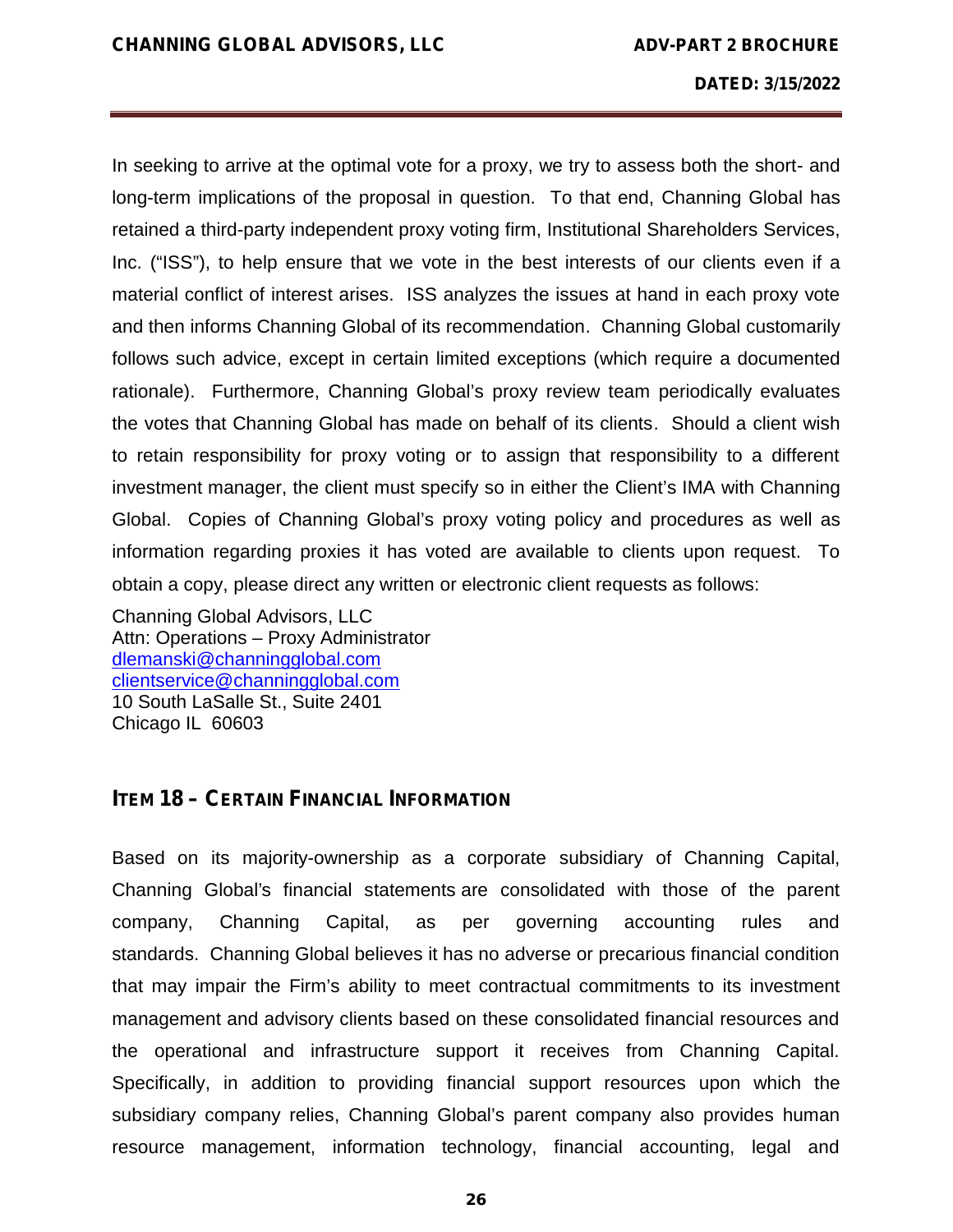In seeking to arrive at the optimal vote for a proxy, we try to assess both the short- and long-term implications of the proposal in question. To that end, Channing Global has retained a third-party independent proxy voting firm, Institutional Shareholders Services, Inc. ("ISS"), to help ensure that we vote in the best interests of our clients even if a material conflict of interest arises. ISS analyzes the issues at hand in each proxy vote and then informs Channing Global of its recommendation. Channing Global customarily follows such advice, except in certain limited exceptions (which require a documented rationale). Furthermore, Channing Global's proxy review team periodically evaluates the votes that Channing Global has made on behalf of its clients. Should a client wish to retain responsibility for proxy voting or to assign that responsibility to a different investment manager, the client must specify so in either the Client's IMA with Channing Global. Copies of Channing Global's proxy voting policy and procedures as well as information regarding proxies it has voted are available to clients upon request. To obtain a copy, please direct any written or electronic client requests as follows:

Channing Global Advisors, LLC
Attn: Operations – Proxy Administrator
dlemanski@channingglobal.com
clientservice@channingglobal.com
10 South LaSalle St., Suite 2401
Chicago IL 60603

## ITEM 18 – CERTAIN FINANCIAL INFORMATION

Based on its majority-ownership as a corporate subsidiary of Channing Capital, Channing Global's financial statements are consolidated with those of the parent company, Channing Capital, as per governing accounting rules and standards. Channing Global believes it has no adverse or precarious financial condition that may impair the Firm's ability to meet contractual commitments to its investment management and advisory clients based on these consolidated financial resources and the operational and infrastructure support it receives from Channing Capital. Specifically, in addition to providing financial support resources upon which the subsidiary company relies, Channing Global's parent company also provides human resource management, information technology, financial accounting, legal and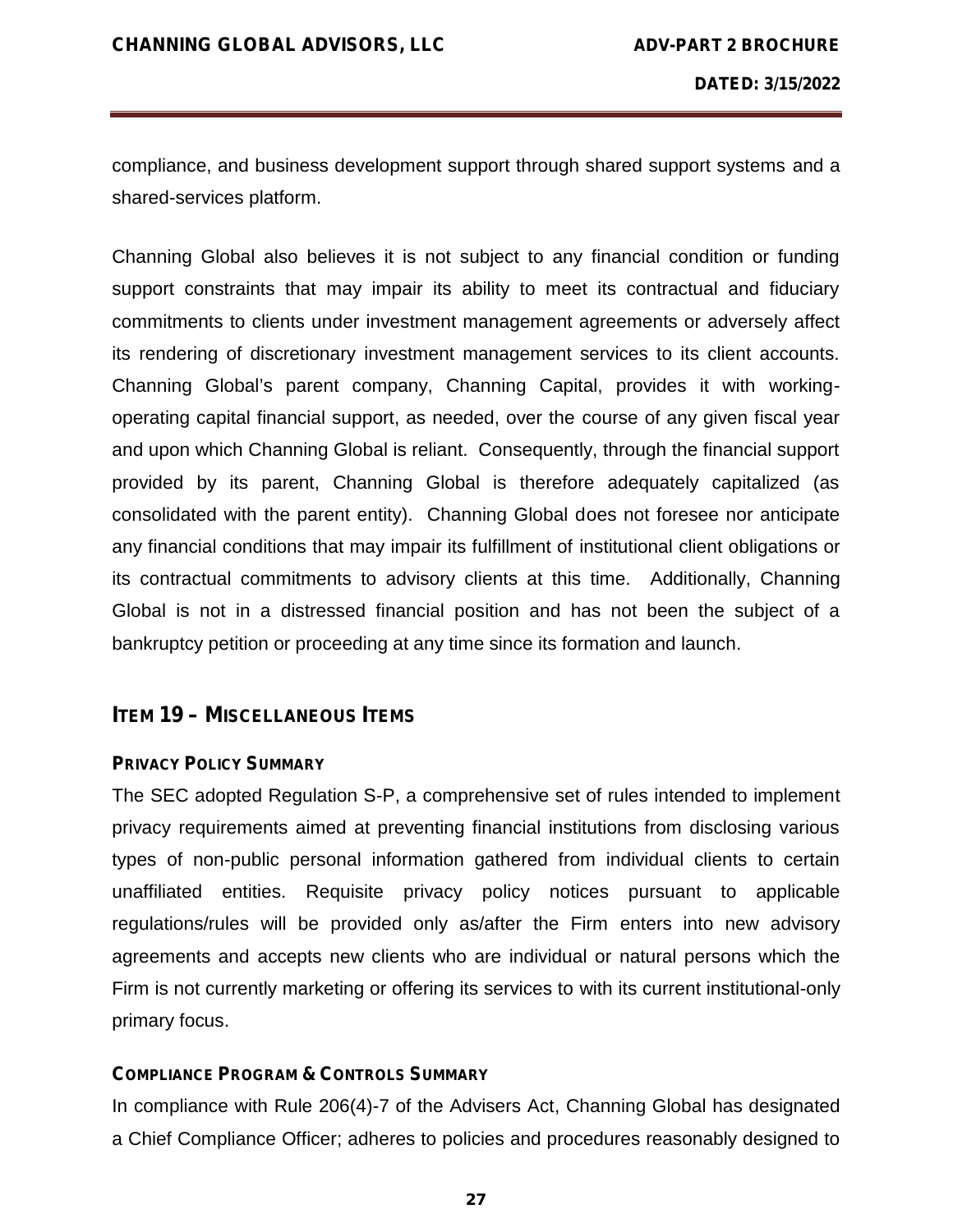compliance, and business development support through shared support systems and a shared-services platform.

Channing Global also believes it is not subject to any financial condition or funding support constraints that may impair its ability to meet its contractual and fiduciary commitments to clients under investment management agreements or adversely affect its rendering of discretionary investment management services to its client accounts. Channing Global's parent company, Channing Capital, provides it with working-operating capital financial support, as needed, over the course of any given fiscal year and upon which Channing Global is reliant. Consequently, through the financial support provided by its parent, Channing Global is therefore adequately capitalized (as consolidated with the parent entity). Channing Global does not foresee nor anticipate any financial conditions that may impair its fulfillment of institutional client obligations or its contractual commitments to advisory clients at this time. Additionally, Channing Global is not in a distressed financial position and has not been the subject of a bankruptcy petition or proceeding at any time since its formation and launch.

## ITEM 19 – MISCELLANEOUS ITEMS

### PRIVACY POLICY SUMMARY

The SEC adopted Regulation S-P, a comprehensive set of rules intended to implement privacy requirements aimed at preventing financial institutions from disclosing various types of non-public personal information gathered from individual clients to certain unaffiliated entities. Requisite privacy policy notices pursuant to applicable regulations/rules will be provided only as/after the Firm enters into new advisory agreements and accepts new clients who are individual or natural persons which the Firm is not currently marketing or offering its services to with its current institutional-only primary focus.

### COMPLIANCE PROGRAM & CONTROLS SUMMARY

In compliance with Rule 206(4)-7 of the Advisers Act, Channing Global has designated a Chief Compliance Officer; adheres to policies and procedures reasonably designed to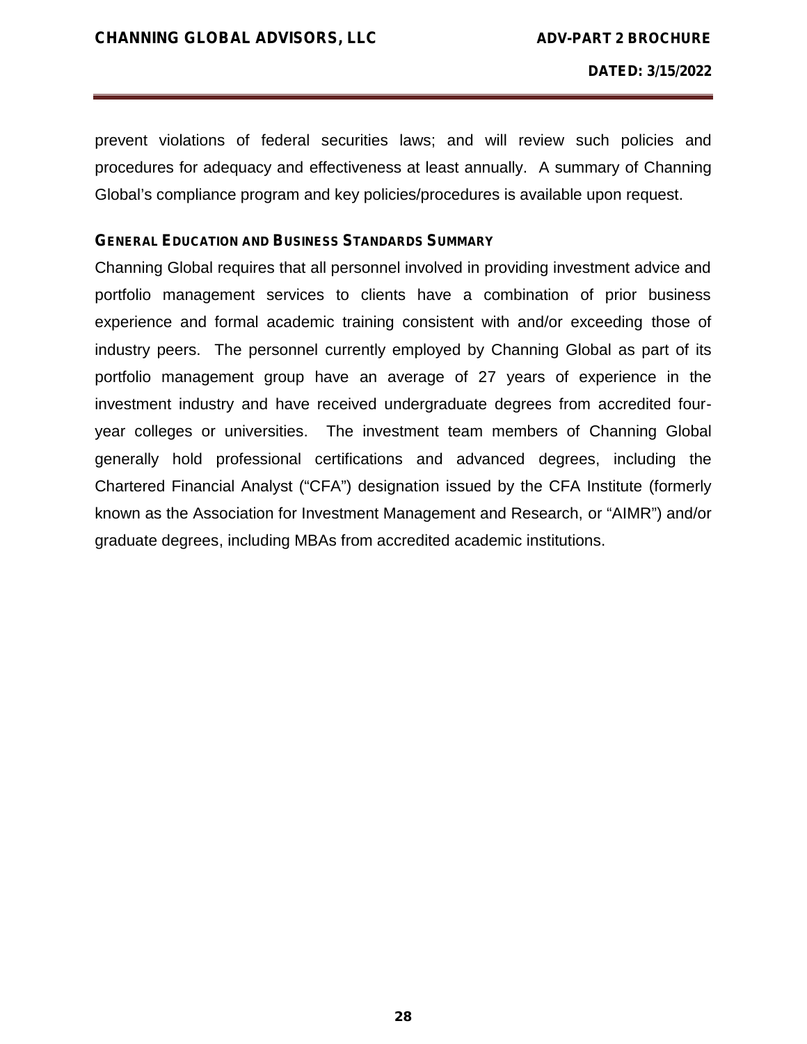prevent violations of federal securities laws; and will review such policies and procedures for adequacy and effectiveness at least annually. A summary of Channing Global's compliance program and key policies/procedures is available upon request.

### GENERAL EDUCATION AND BUSINESS STANDARDS SUMMARY

Channing Global requires that all personnel involved in providing investment advice and portfolio management services to clients have a combination of prior business experience and formal academic training consistent with and/or exceeding those of industry peers. The personnel currently employed by Channing Global as part of its portfolio management group have an average of 27 years of experience in the investment industry and have received undergraduate degrees from accredited four-year colleges or universities. The investment team members of Channing Global generally hold professional certifications and advanced degrees, including the Chartered Financial Analyst ("CFA") designation issued by the CFA Institute (formerly known as the Association for Investment Management and Research, or "AIMR") and/or graduate degrees, including MBAs from accredited academic institutions.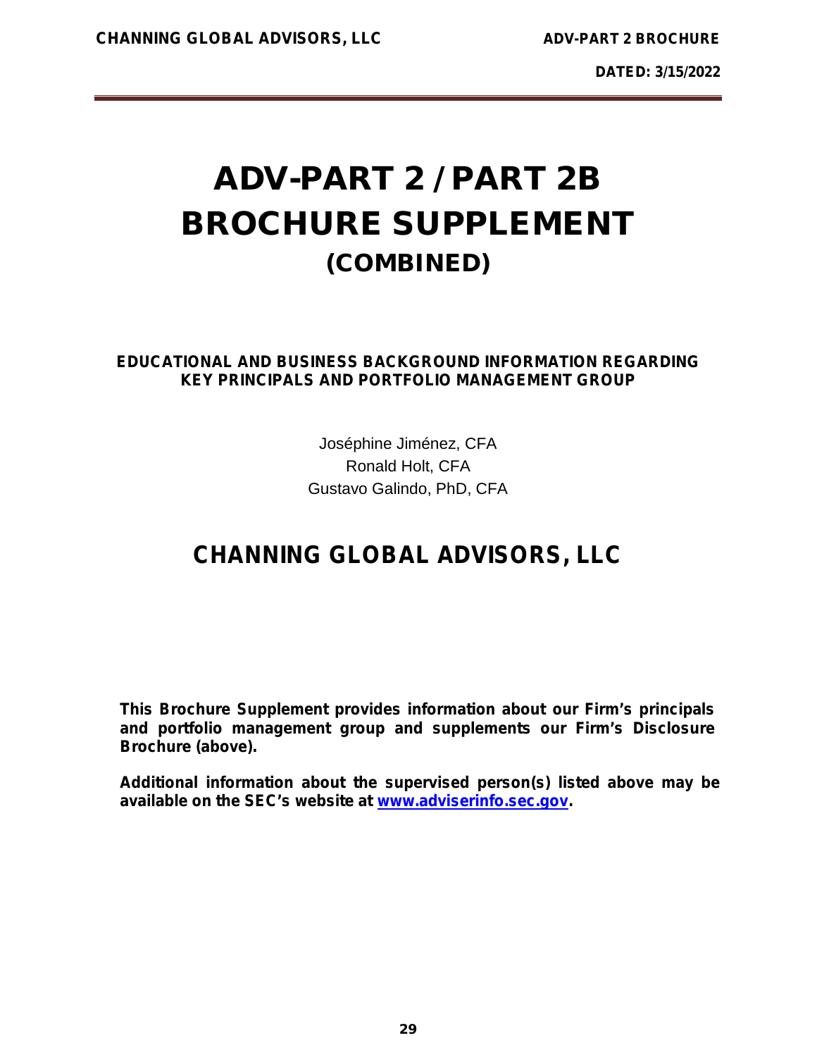# ADV-PART 2 / PART 2B BROCHURE SUPPLEMENT (COMBINED)

**EDUCATIONAL AND BUSINESS BACKGROUND INFORMATION REGARDING KEY PRINCIPALS AND PORTFOLIO MANAGEMENT GROUP**

Joséphine Jiménez, CFA
Ronald Holt, CFA
Gustavo Galindo, PhD, CFA

## CHANNING GLOBAL ADVISORS, LLC

**This Brochure Supplement provides information about our Firm's principals and portfolio management group and supplements our Firm's Disclosure Brochure (above).**

**Additional information about the supervised person(s) listed above may be available on the SEC's website at [www.adviserinfo.sec.gov](http://www.adviserinfo.sec.gov).**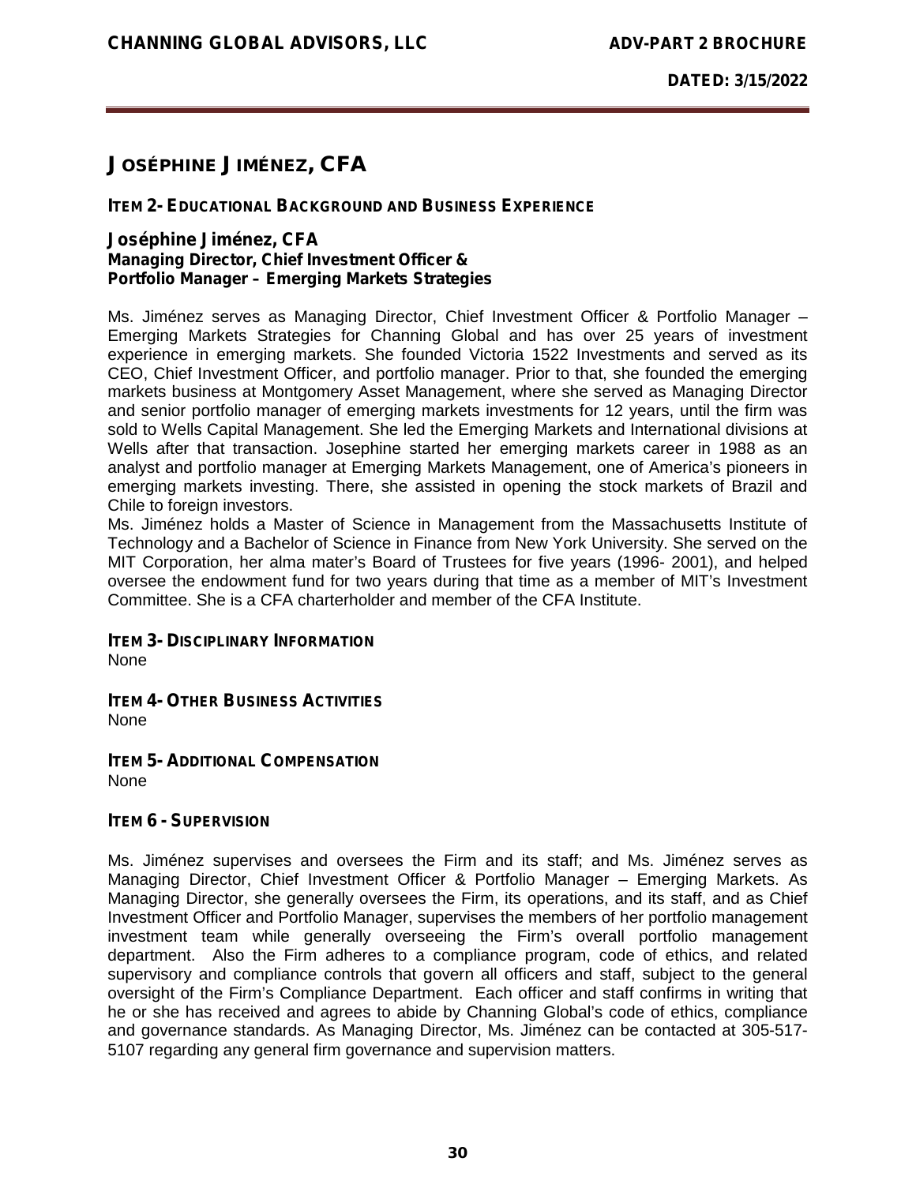# Joséphine Jiménez, CFA

## Item 2- Educational Background and Business Experience

**Joséphine Jiménez, CFA**
**Managing Director, Chief Investment Officer &**
**Portfolio Manager – Emerging Markets Strategies**

Ms. Jiménez serves as Managing Director, Chief Investment Officer & Portfolio Manager – Emerging Markets Strategies for Channing Global and has over 25 years of investment experience in emerging markets. She founded Victoria 1522 Investments and served as its CEO, Chief Investment Officer, and portfolio manager. Prior to that, she founded the emerging markets business at Montgomery Asset Management, where she served as Managing Director and senior portfolio manager of emerging markets investments for 12 years, until the firm was sold to Wells Capital Management. She led the Emerging Markets and International divisions at Wells after that transaction. Josephine started her emerging markets career in 1988 as an analyst and portfolio manager at Emerging Markets Management, one of America's pioneers in emerging markets investing. There, she assisted in opening the stock markets of Brazil and Chile to foreign investors.

Ms. Jiménez holds a Master of Science in Management from the Massachusetts Institute of Technology and a Bachelor of Science in Finance from New York University. She served on the MIT Corporation, her alma mater's Board of Trustees for five years (1996- 2001), and helped oversee the endowment fund for two years during that time as a member of MIT's Investment Committee. She is a CFA charterholder and member of the CFA Institute.

## Item 3- Disciplinary Information

None

## Item 4- Other Business Activities

None

## Item 5- Additional Compensation

None

## Item 6 - Supervision

Ms. Jiménez supervises and oversees the Firm and its staff; and Ms. Jiménez serves as Managing Director, Chief Investment Officer & Portfolio Manager – Emerging Markets. As Managing Director, she generally oversees the Firm, its operations, and its staff, and as Chief Investment Officer and Portfolio Manager, supervises the members of her portfolio management investment team while generally overseeing the Firm's overall portfolio management department. Also the Firm adheres to a compliance program, code of ethics, and related supervisory and compliance controls that govern all officers and staff, subject to the general oversight of the Firm's Compliance Department. Each officer and staff confirms in writing that he or she has received and agrees to abide by Channing Global's code of ethics, compliance and governance standards. As Managing Director, Ms. Jiménez can be contacted at 305-517-5107 regarding any general firm governance and supervision matters.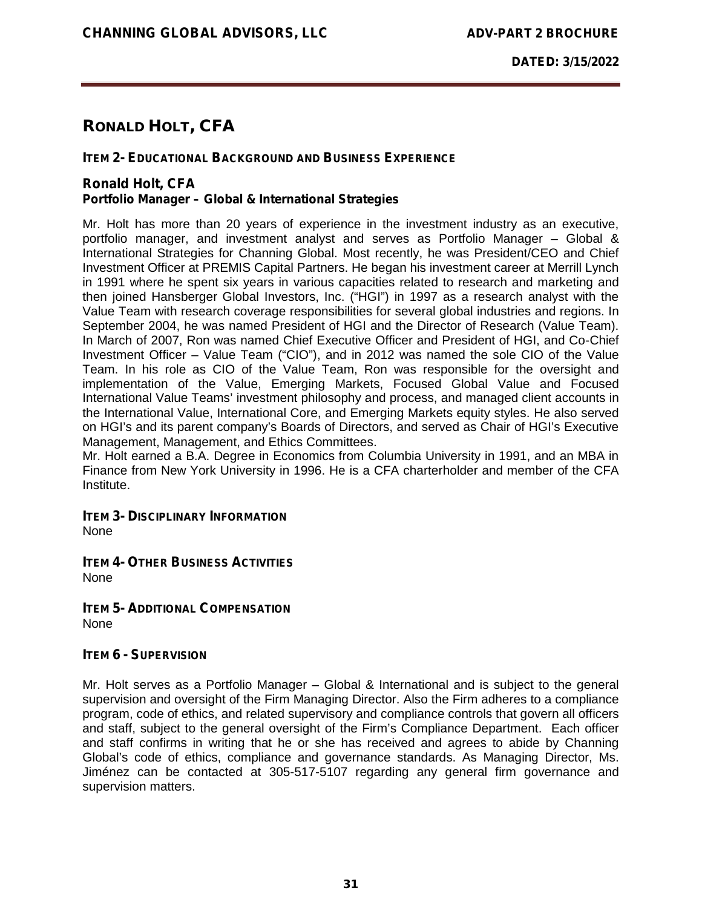# RONALD HOLT, CFA

## ITEM 2- EDUCATIONAL BACKGROUND AND BUSINESS EXPERIENCE

**Ronald Holt, CFA**
**Portfolio Manager – Global & International Strategies**

Mr. Holt has more than 20 years of experience in the investment industry as an executive, portfolio manager, and investment analyst and serves as Portfolio Manager – Global & International Strategies for Channing Global. Most recently, he was President/CEO and Chief Investment Officer at PREMIS Capital Partners. He began his investment career at Merrill Lynch in 1991 where he spent six years in various capacities related to research and marketing and then joined Hansberger Global Investors, Inc. ("HGI") in 1997 as a research analyst with the Value Team with research coverage responsibilities for several global industries and regions. In September 2004, he was named President of HGI and the Director of Research (Value Team). In March of 2007, Ron was named Chief Executive Officer and President of HGI, and Co-Chief Investment Officer – Value Team ("CIO"), and in 2012 was named the sole CIO of the Value Team. In his role as CIO of the Value Team, Ron was responsible for the oversight and implementation of the Value, Emerging Markets, Focused Global Value and Focused International Value Teams' investment philosophy and process, and managed client accounts in the International Value, International Core, and Emerging Markets equity styles. He also served on HGI's and its parent company's Boards of Directors, and served as Chair of HGI's Executive Management, Management, and Ethics Committees.

Mr. Holt earned a B.A. Degree in Economics from Columbia University in 1991, and an MBA in Finance from New York University in 1996. He is a CFA charterholder and member of the CFA Institute.

## ITEM 3- DISCIPLINARY INFORMATION

None

## ITEM 4- OTHER BUSINESS ACTIVITIES

None

## ITEM 5- ADDITIONAL COMPENSATION

None

## ITEM 6 - SUPERVISION

Mr. Holt serves as a Portfolio Manager – Global & International and is subject to the general supervision and oversight of the Firm Managing Director. Also the Firm adheres to a compliance program, code of ethics, and related supervisory and compliance controls that govern all officers and staff, subject to the general oversight of the Firm's Compliance Department. Each officer and staff confirms in writing that he or she has received and agrees to abide by Channing Global's code of ethics, compliance and governance standards. As Managing Director, Ms. Jiménez can be contacted at 305-517-5107 regarding any general firm governance and supervision matters.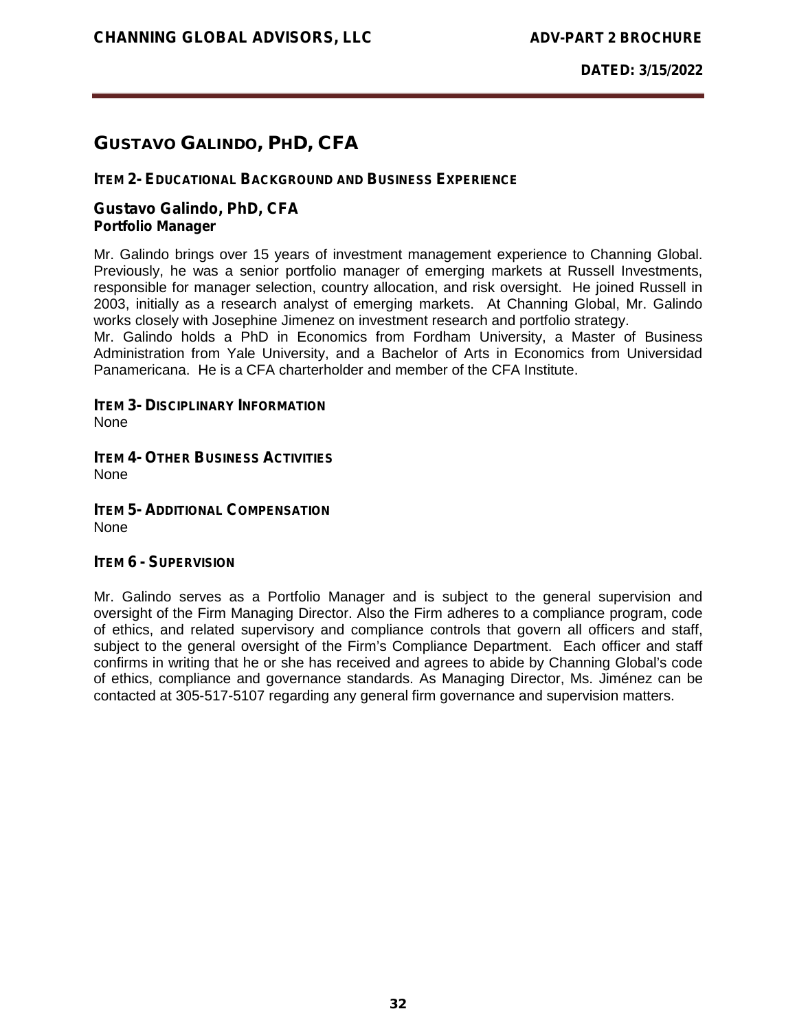# GUSTAVO GALINDO, PHD, CFA

### ITEM 2- EDUCATIONAL BACKGROUND AND BUSINESS EXPERIENCE

**Gustavo Galindo, PhD, CFA**
**Portfolio Manager**

Mr. Galindo brings over 15 years of investment management experience to Channing Global. Previously, he was a senior portfolio manager of emerging markets at Russell Investments, responsible for manager selection, country allocation, and risk oversight. He joined Russell in 2003, initially as a research analyst of emerging markets. At Channing Global, Mr. Galindo works closely with Josephine Jimenez on investment research and portfolio strategy.
Mr. Galindo holds a PhD in Economics from Fordham University, a Master of Business Administration from Yale University, and a Bachelor of Arts in Economics from Universidad Panamericana. He is a CFA charterholder and member of the CFA Institute.

### ITEM 3- DISCIPLINARY INFORMATION

None

### ITEM 4- OTHER BUSINESS ACTIVITIES

None

### ITEM 5- ADDITIONAL COMPENSATION

None

### ITEM 6 - SUPERVISION

Mr. Galindo serves as a Portfolio Manager and is subject to the general supervision and oversight of the Firm Managing Director. Also the Firm adheres to a compliance program, code of ethics, and related supervisory and compliance controls that govern all officers and staff, subject to the general oversight of the Firm's Compliance Department. Each officer and staff confirms in writing that he or she has received and agrees to abide by Channing Global's code of ethics, compliance and governance standards. As Managing Director, Ms. Jiménez can be contacted at 305-517-5107 regarding any general firm governance and supervision matters.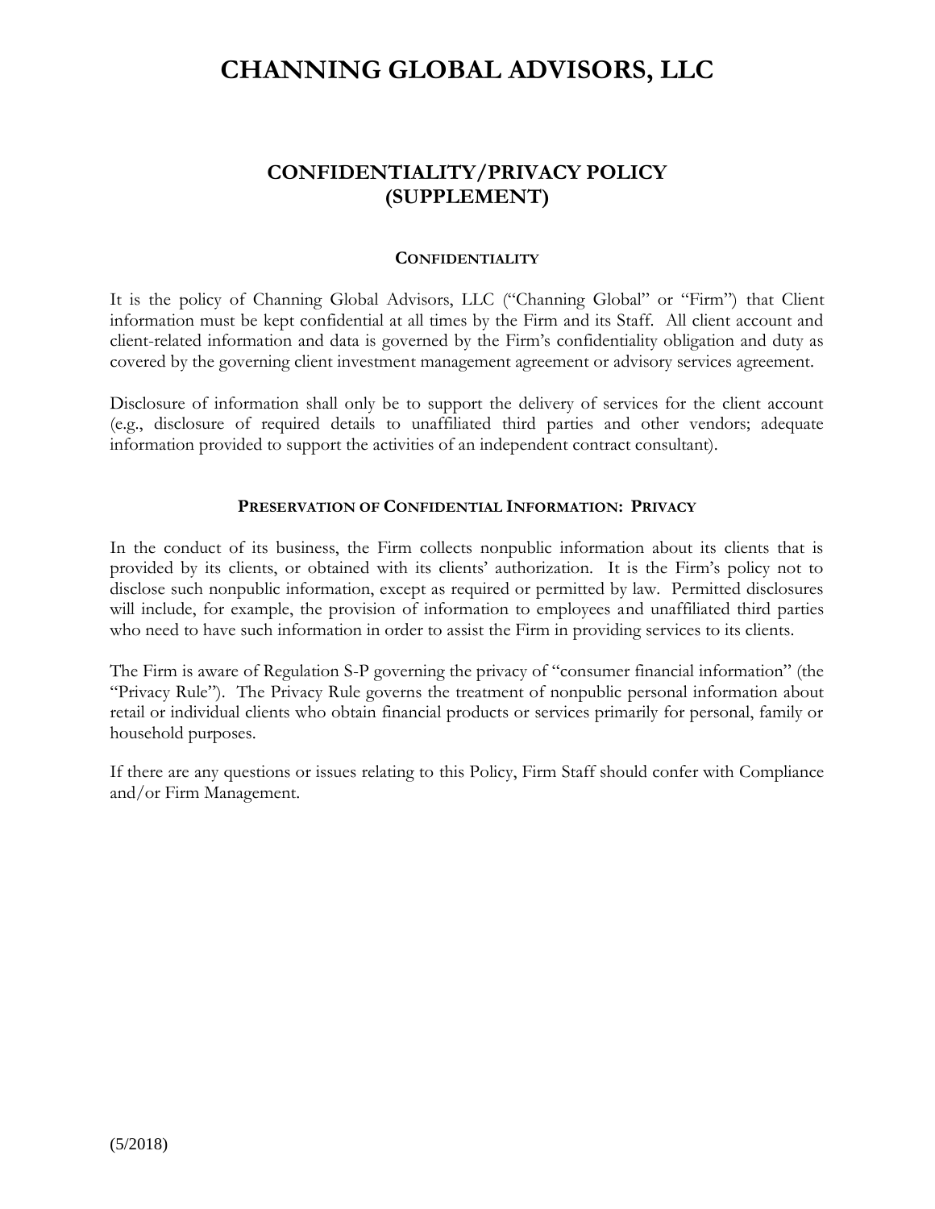# CHANNING GLOBAL ADVISORS, LLC

## CONFIDENTIALITY/PRIVACY POLICY (SUPPLEMENT)

### CONFIDENTIALITY

It is the policy of Channing Global Advisors, LLC ("Channing Global" or "Firm") that Client information must be kept confidential at all times by the Firm and its Staff. All client account and client-related information and data is governed by the Firm's confidentiality obligation and duty as covered by the governing client investment management agreement or advisory services agreement.

Disclosure of information shall only be to support the delivery of services for the client account (e.g., disclosure of required details to unaffiliated third parties and other vendors; adequate information provided to support the activities of an independent contract consultant).

### PRESERVATION OF CONFIDENTIAL INFORMATION: PRIVACY

In the conduct of its business, the Firm collects nonpublic information about its clients that is provided by its clients, or obtained with its clients' authorization. It is the Firm's policy not to disclose such nonpublic information, except as required or permitted by law. Permitted disclosures will include, for example, the provision of information to employees and unaffiliated third parties who need to have such information in order to assist the Firm in providing services to its clients.

The Firm is aware of Regulation S-P governing the privacy of "consumer financial information" (the "Privacy Rule"). The Privacy Rule governs the treatment of nonpublic personal information about retail or individual clients who obtain financial products or services primarily for personal, family or household purposes.

If there are any questions or issues relating to this Policy, Firm Staff should confer with Compliance and/or Firm Management.

(5/2018)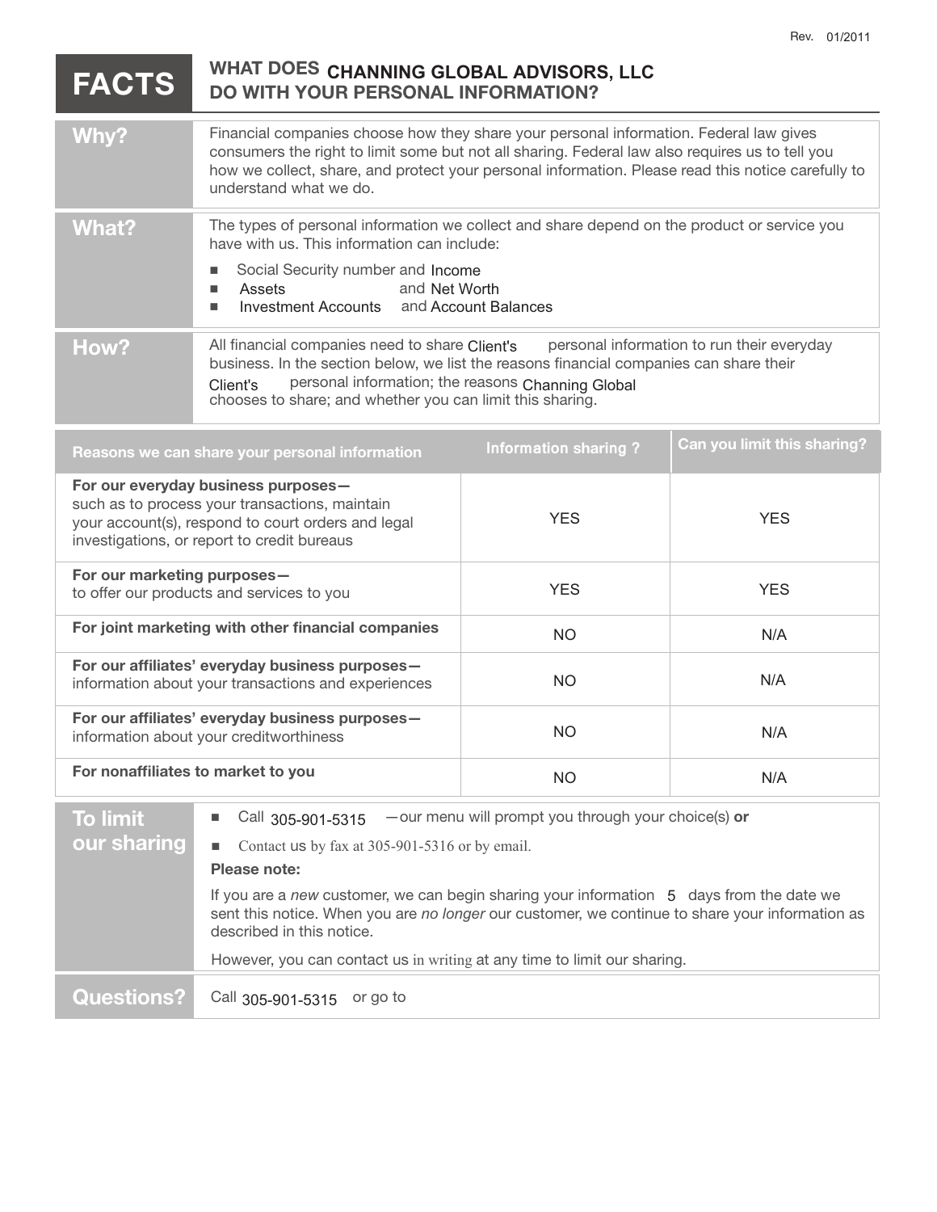Rev. 01/2011

# FACTS — WHAT DOES CHANNING GLOBAL ADVISORS, LLC DO WITH YOUR PERSONAL INFORMATION?

| | |
|---|---|
| **Why?** | Financial companies choose how they share your personal information. Federal law gives consumers the right to limit some but not all sharing. Federal law also requires us to tell you how we collect, share, and protect your personal information. Please read this notice carefully to understand what we do. |
| **What?** | The types of personal information we collect and share depend on the product or service you have with us. This information can include:<br>■ Social Security number and Income<br>■ Assets and Net Worth<br>■ Investment Accounts and Account Balances |
| **How?** | All financial companies need to share Client's personal information to run their everyday business. In the section below, we list the reasons financial companies can share their Client's personal information; the reasons Channing Global chooses to share; and whether you can limit this sharing. |

| Reasons we can share your personal information | Information sharing ? | Can you limit this sharing? |
|---|---|---|
| **For our everyday business purposes—** such as to process your transactions, maintain your account(s), respond to court orders and legal investigations, or report to credit bureaus | YES | YES |
| **For our marketing purposes—** to offer our products and services to you | YES | YES |
| **For joint marketing with other financial companies** | NO | N/A |
| **For our affiliates' everyday business purposes—** information about your transactions and experiences | NO | N/A |
| **For our affiliates' everyday business purposes—** information about your creditworthiness | NO | N/A |
| **For nonaffiliates to market to you** | NO | N/A |

| | |
|---|---|
| **To limit our sharing** | ■ Call 305-901-5315 —our menu will prompt you through your choice(s) **or**<br>■ Contact us by fax at 305-901-5316 or by email.<br>**Please note:**<br>If you are a *new* customer, we can begin sharing your information 5 days from the date we sent this notice. When you are *no longer* our customer, we continue to share your information as described in this notice.<br>However, you can contact us in writing at any time to limit our sharing. |
| **Questions?** | Call 305-901-5315 or go to |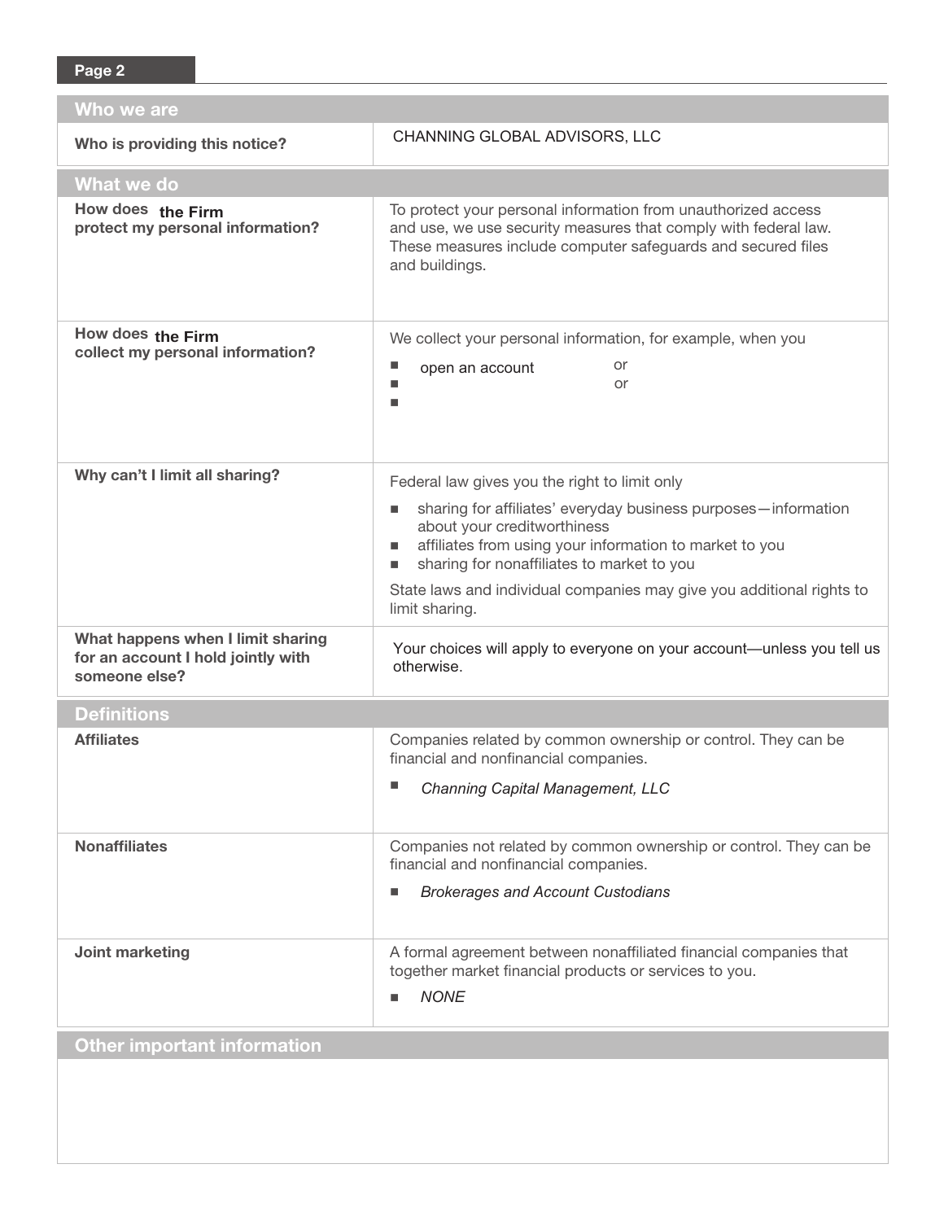| Who we are | |
|---|---|
| **Who is providing this notice?** | CHANNING GLOBAL ADVISORS, LLC |

| What we do | |
|---|---|
| **How does the Firm protect my personal information?** | To protect your personal information from unauthorized access and use, we use security measures that comply with federal law. These measures include computer safeguards and secured files and buildings. |
| **How does the Firm collect my personal information?** | We collect your personal information, for example, when you<br>■ open an account or<br>■ or<br>■ |
| **Why can't I limit all sharing?** | Federal law gives you the right to limit only<br>■ sharing for affiliates' everyday business purposes—information about your creditworthiness<br>■ affiliates from using your information to market to you<br>■ sharing for nonaffiliates to market to you<br>State laws and individual companies may give you additional rights to limit sharing. |
| **What happens when I limit sharing for an account I hold jointly with someone else?** | Your choices will apply to everyone on your account—unless you tell us otherwise. |

| Definitions | |
|---|---|
| **Affiliates** | Companies related by common ownership or control. They can be financial and nonfinancial companies.<br>■ *Channing Capital Management, LLC* |
| **Nonaffiliates** | Companies not related by common ownership or control. They can be financial and nonfinancial companies.<br>■ *Brokerages and Account Custodians* |
| **Joint marketing** | A formal agreement between nonaffiliated financial companies that together market financial products or services to you.<br>■ *NONE* |

| Other important information |
|---|
| |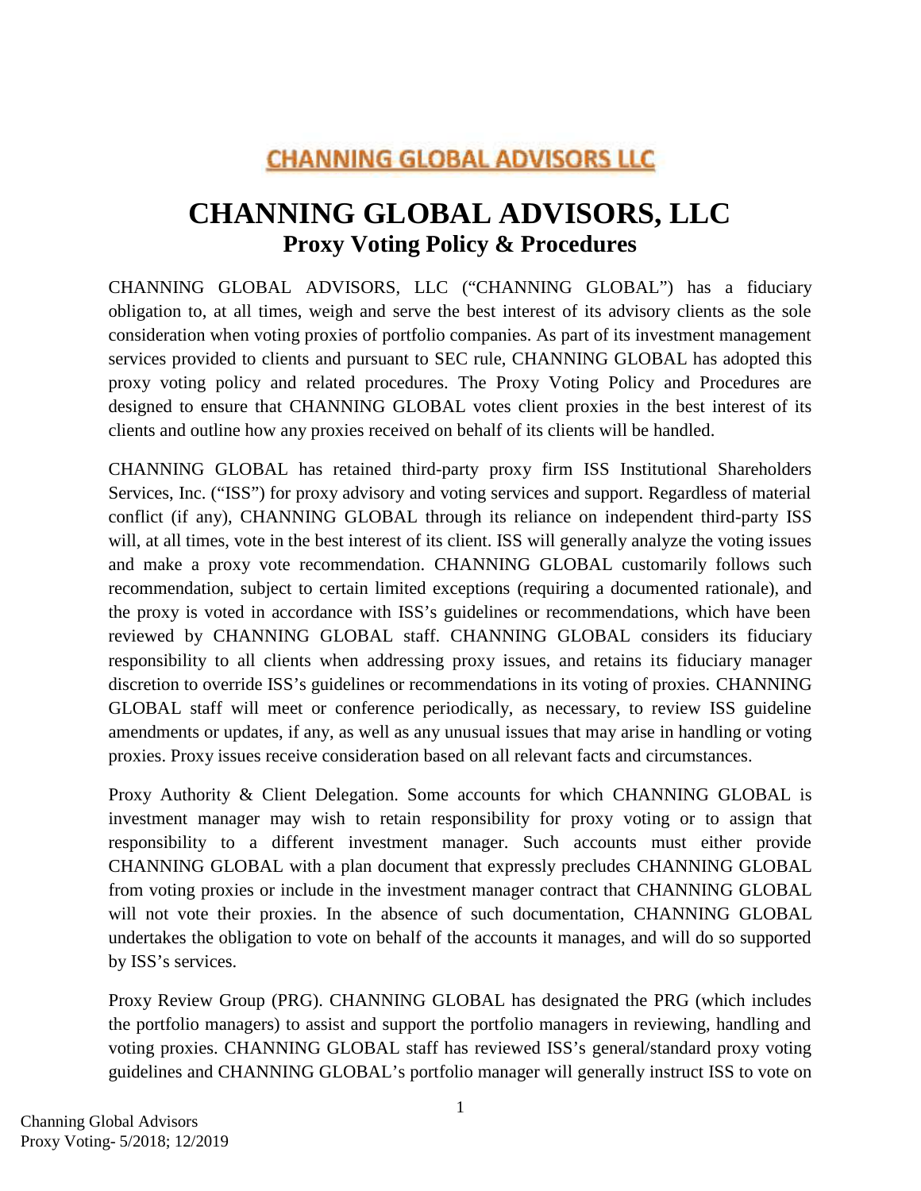**CHANNING GLOBAL ADVISORS LLC**

# CHANNING GLOBAL ADVISORS, LLC

## Proxy Voting Policy & Procedures

CHANNING GLOBAL ADVISORS, LLC ("CHANNING GLOBAL") has a fiduciary obligation to, at all times, weigh and serve the best interest of its advisory clients as the sole consideration when voting proxies of portfolio companies. As part of its investment management services provided to clients and pursuant to SEC rule, CHANNING GLOBAL has adopted this proxy voting policy and related procedures. The Proxy Voting Policy and Procedures are designed to ensure that CHANNING GLOBAL votes client proxies in the best interest of its clients and outline how any proxies received on behalf of its clients will be handled.

CHANNING GLOBAL has retained third-party proxy firm ISS Institutional Shareholders Services, Inc. ("ISS") for proxy advisory and voting services and support. Regardless of material conflict (if any), CHANNING GLOBAL through its reliance on independent third-party ISS will, at all times, vote in the best interest of its client. ISS will generally analyze the voting issues and make a proxy vote recommendation. CHANNING GLOBAL customarily follows such recommendation, subject to certain limited exceptions (requiring a documented rationale), and the proxy is voted in accordance with ISS's guidelines or recommendations, which have been reviewed by CHANNING GLOBAL staff. CHANNING GLOBAL considers its fiduciary responsibility to all clients when addressing proxy issues, and retains its fiduciary manager discretion to override ISS's guidelines or recommendations in its voting of proxies. CHANNING GLOBAL staff will meet or conference periodically, as necessary, to review ISS guideline amendments or updates, if any, as well as any unusual issues that may arise in handling or voting proxies. Proxy issues receive consideration based on all relevant facts and circumstances.

Proxy Authority & Client Delegation. Some accounts for which CHANNING GLOBAL is investment manager may wish to retain responsibility for proxy voting or to assign that responsibility to a different investment manager. Such accounts must either provide CHANNING GLOBAL with a plan document that expressly precludes CHANNING GLOBAL from voting proxies or include in the investment manager contract that CHANNING GLOBAL will not vote their proxies. In the absence of such documentation, CHANNING GLOBAL undertakes the obligation to vote on behalf of the accounts it manages, and will do so supported by ISS's services.

Proxy Review Group (PRG). CHANNING GLOBAL has designated the PRG (which includes the portfolio managers) to assist and support the portfolio managers in reviewing, handling and voting proxies. CHANNING GLOBAL staff has reviewed ISS's general/standard proxy voting guidelines and CHANNING GLOBAL's portfolio manager will generally instruct ISS to vote on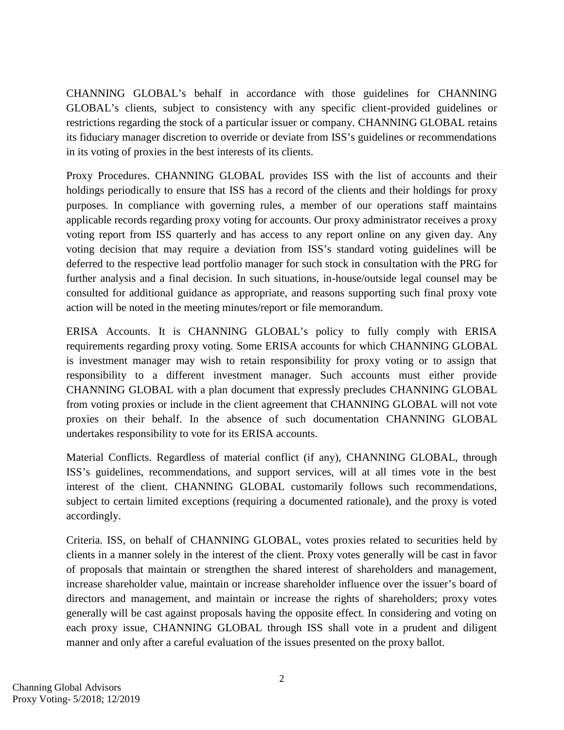CHANNING GLOBAL's behalf in accordance with those guidelines for CHANNING GLOBAL's clients, subject to consistency with any specific client-provided guidelines or restrictions regarding the stock of a particular issuer or company. CHANNING GLOBAL retains its fiduciary manager discretion to override or deviate from ISS's guidelines or recommendations in its voting of proxies in the best interests of its clients.

Proxy Procedures. CHANNING GLOBAL provides ISS with the list of accounts and their holdings periodically to ensure that ISS has a record of the clients and their holdings for proxy purposes. In compliance with governing rules, a member of our operations staff maintains applicable records regarding proxy voting for accounts. Our proxy administrator receives a proxy voting report from ISS quarterly and has access to any report online on any given day. Any voting decision that may require a deviation from ISS's standard voting guidelines will be deferred to the respective lead portfolio manager for such stock in consultation with the PRG for further analysis and a final decision. In such situations, in-house/outside legal counsel may be consulted for additional guidance as appropriate, and reasons supporting such final proxy vote action will be noted in the meeting minutes/report or file memorandum.

ERISA Accounts. It is CHANNING GLOBAL's policy to fully comply with ERISA requirements regarding proxy voting. Some ERISA accounts for which CHANNING GLOBAL is investment manager may wish to retain responsibility for proxy voting or to assign that responsibility to a different investment manager. Such accounts must either provide CHANNING GLOBAL with a plan document that expressly precludes CHANNING GLOBAL from voting proxies or include in the client agreement that CHANNING GLOBAL will not vote proxies on their behalf. In the absence of such documentation CHANNING GLOBAL undertakes responsibility to vote for its ERISA accounts.

Material Conflicts. Regardless of material conflict (if any), CHANNING GLOBAL, through ISS's guidelines, recommendations, and support services, will at all times vote in the best interest of the client. CHANNING GLOBAL customarily follows such recommendations, subject to certain limited exceptions (requiring a documented rationale), and the proxy is voted accordingly.

Criteria. ISS, on behalf of CHANNING GLOBAL, votes proxies related to securities held by clients in a manner solely in the interest of the client. Proxy votes generally will be cast in favor of proposals that maintain or strengthen the shared interest of shareholders and management, increase shareholder value, maintain or increase shareholder influence over the issuer's board of directors and management, and maintain or increase the rights of shareholders; proxy votes generally will be cast against proposals having the opposite effect. In considering and voting on each proxy issue, CHANNING GLOBAL through ISS shall vote in a prudent and diligent manner and only after a careful evaluation of the issues presented on the proxy ballot.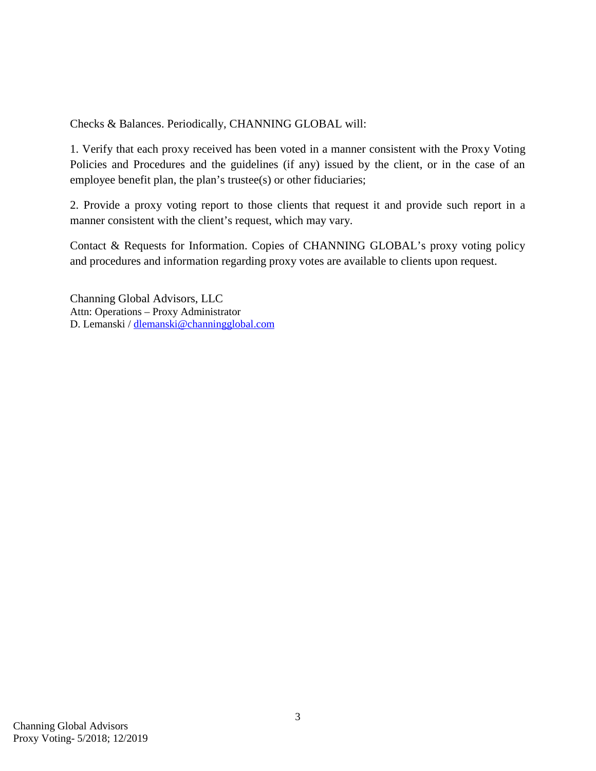Checks & Balances. Periodically, CHANNING GLOBAL will:

1. Verify that each proxy received has been voted in a manner consistent with the Proxy Voting Policies and Procedures and the guidelines (if any) issued by the client, or in the case of an employee benefit plan, the plan's trustee(s) or other fiduciaries;

2. Provide a proxy voting report to those clients that request it and provide such report in a manner consistent with the client's request, which may vary.

Contact & Requests for Information. Copies of CHANNING GLOBAL's proxy voting policy and procedures and information regarding proxy votes are available to clients upon request.

Channing Global Advisors, LLC
Attn: Operations – Proxy Administrator
D. Lemanski / dlemanski@channingglobal.com